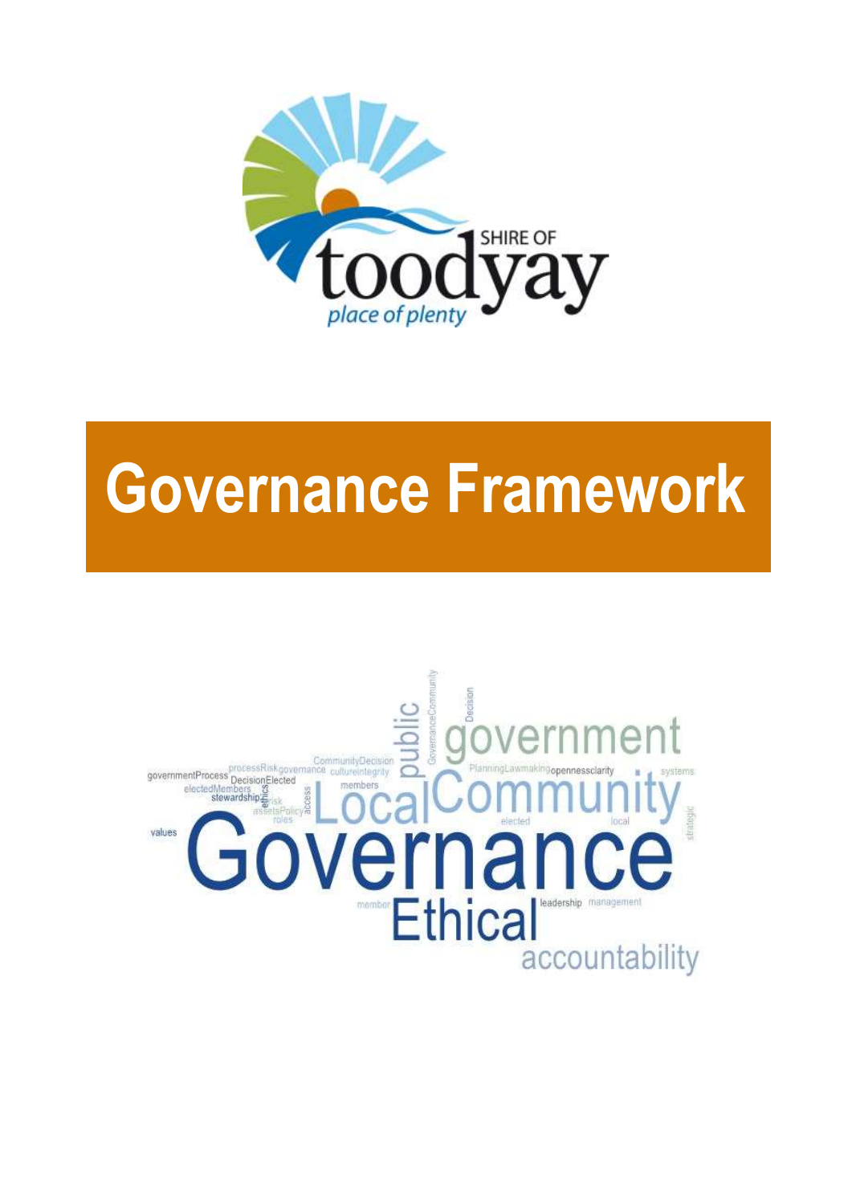SHIRE OF toodyay

*place of plenty*

# Governance Framework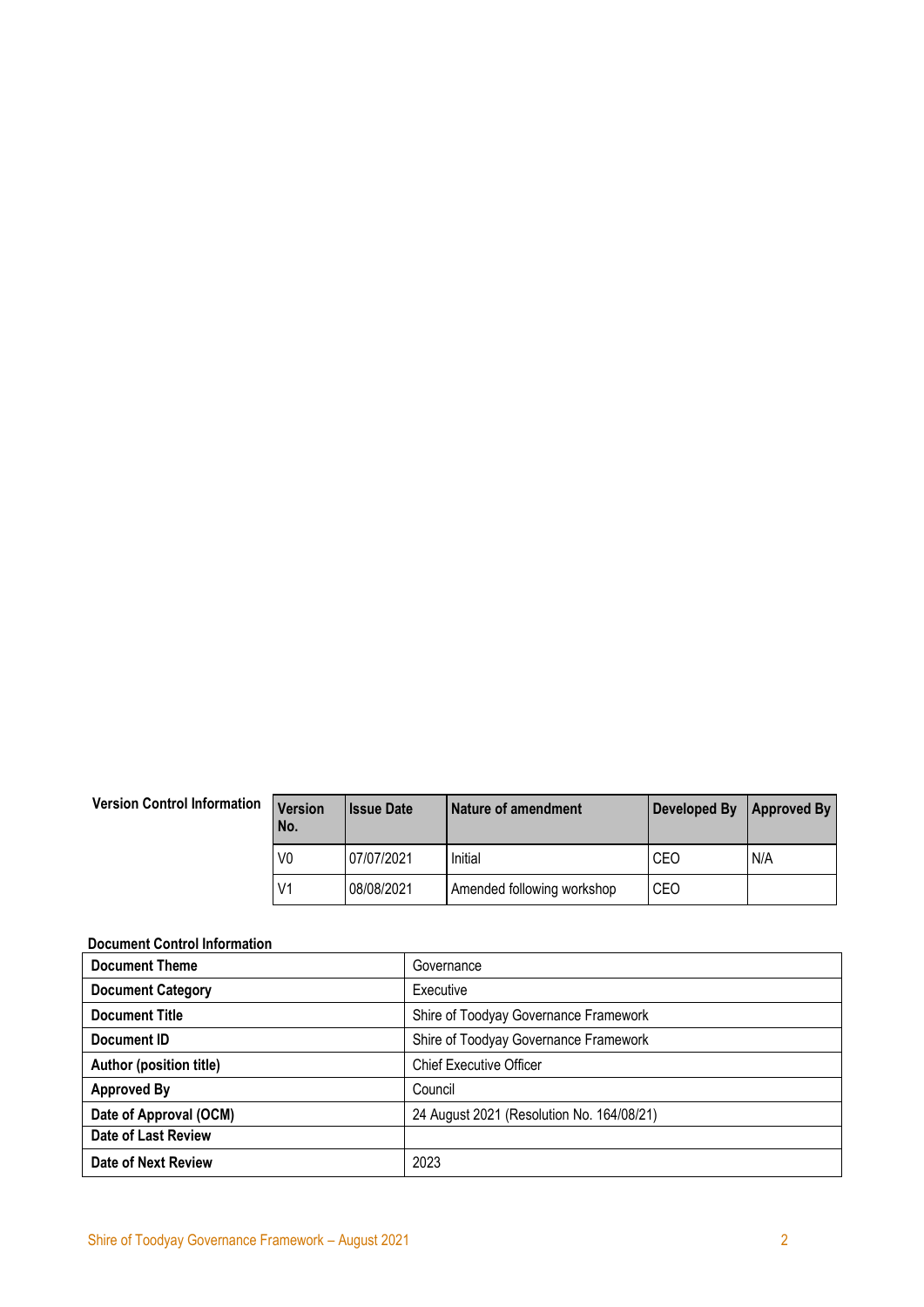**Version Control Information**

| Version No. | Issue Date | Nature of amendment | Developed By | Approved By |
|---|---|---|---|---|
| V0 | 07/07/2021 | Initial | CEO | N/A |
| V1 | 08/08/2021 | Amended following workshop | CEO | |

**Document Control Information**

| | |
|---|---|
| **Document Theme** | Governance |
| **Document Category** | Executive |
| **Document Title** | Shire of Toodyay Governance Framework |
| **Document ID** | Shire of Toodyay Governance Framework |
| **Author (position title)** | Chief Executive Officer |
| **Approved By** | Council |
| **Date of Approval (OCM)** | 24 August 2021 (Resolution No. 164/08/21) |
| **Date of Last Review** | |
| **Date of Next Review** | 2023 |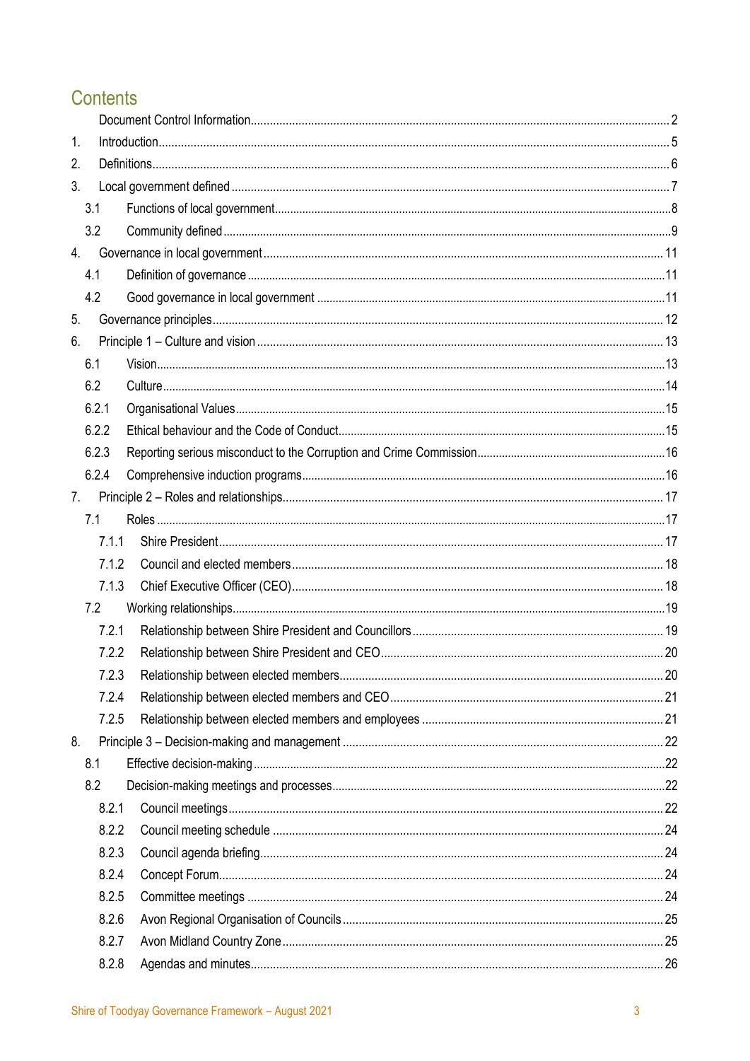# Contents

Document Control Information....................2

1. Introduction....................5
2. Definitions....................6
3. Local government defined....................7
   - 3.1 Functions of local government....................8
   - 3.2 Community defined....................9
4. Governance in local government....................11
   - 4.1 Definition of governance....................11
   - 4.2 Good governance in local government....................11
5. Governance principles....................12
6. Principle 1 – Culture and vision....................13
   - 6.1 Vision....................13
   - 6.2 Culture....................14
   - 6.2.1 Organisational Values....................15
   - 6.2.2 Ethical behaviour and the Code of Conduct....................15
   - 6.2.3 Reporting serious misconduct to the Corruption and Crime Commission....................16
   - 6.2.4 Comprehensive induction programs....................16
7. Principle 2 – Roles and relationships....................17
   - 7.1 Roles....................17
     - 7.1.1 Shire President....................17
     - 7.1.2 Council and elected members....................18
     - 7.1.3 Chief Executive Officer (CEO)....................18
   - 7.2 Working relationships....................19
     - 7.2.1 Relationship between Shire President and Councillors....................19
     - 7.2.2 Relationship between Shire President and CEO....................20
     - 7.2.3 Relationship between elected members....................20
     - 7.2.4 Relationship between elected members and CEO....................21
     - 7.2.5 Relationship between elected members and employees....................21
8. Principle 3 – Decision-making and management....................22
   - 8.1 Effective decision-making....................22
   - 8.2 Decision-making meetings and processes....................22
     - 8.2.1 Council meetings....................22
     - 8.2.2 Council meeting schedule....................24
     - 8.2.3 Council agenda briefing....................24
     - 8.2.4 Concept Forum....................24
     - 8.2.5 Committee meetings....................24
     - 8.2.6 Avon Regional Organisation of Councils....................25
     - 8.2.7 Avon Midland Country Zone....................25
     - 8.2.8 Agendas and minutes....................26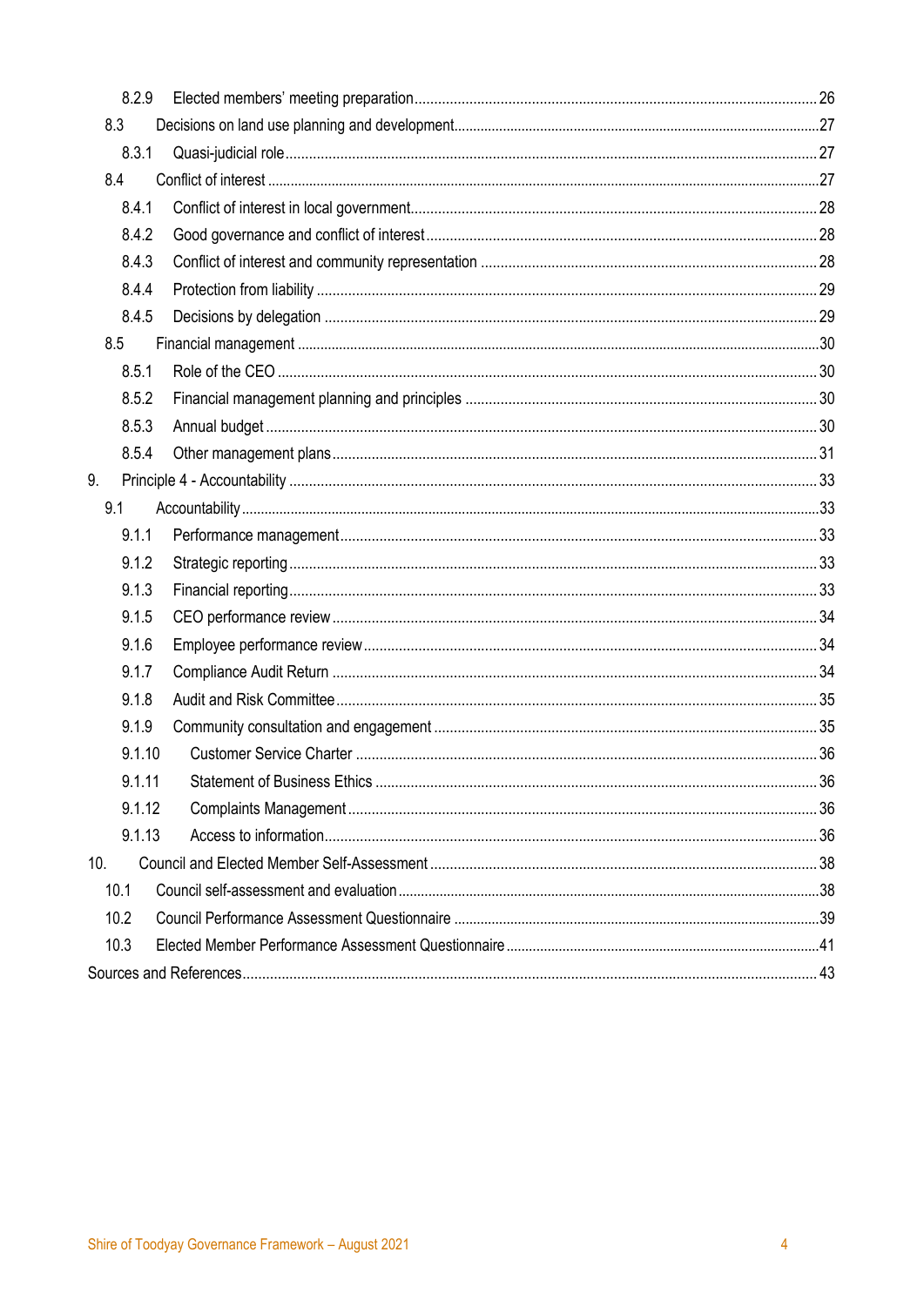- 8.2.9 Elected members' meeting preparation ........ 26
- 8.3 Decisions on land use planning and development ........ 27
  - 8.3.1 Quasi-judicial role ........ 27
- 8.4 Conflict of interest ........ 27
  - 8.4.1 Conflict of interest in local government ........ 28
  - 8.4.2 Good governance and conflict of interest ........ 28
  - 8.4.3 Conflict of interest and community representation ........ 28
  - 8.4.4 Protection from liability ........ 29
  - 8.4.5 Decisions by delegation ........ 29
- 8.5 Financial management ........ 30
  - 8.5.1 Role of the CEO ........ 30
  - 8.5.2 Financial management planning and principles ........ 30
  - 8.5.3 Annual budget ........ 30
  - 8.5.4 Other management plans ........ 31

9. Principle 4 - Accountability ........ 33
- 9.1 Accountability ........ 33
  - 9.1.1 Performance management ........ 33
  - 9.1.2 Strategic reporting ........ 33
  - 9.1.3 Financial reporting ........ 33
  - 9.1.5 CEO performance review ........ 34
  - 9.1.6 Employee performance review ........ 34
  - 9.1.7 Compliance Audit Return ........ 34
  - 9.1.8 Audit and Risk Committee ........ 35
  - 9.1.9 Community consultation and engagement ........ 35
  - 9.1.10 Customer Service Charter ........ 36
  - 9.1.11 Statement of Business Ethics ........ 36
  - 9.1.12 Complaints Management ........ 36
  - 9.1.13 Access to information ........ 36

10. Council and Elected Member Self-Assessment ........ 38
- 10.1 Council self-assessment and evaluation ........ 38
- 10.2 Council Performance Assessment Questionnaire ........ 39
- 10.3 Elected Member Performance Assessment Questionnaire ........ 41

Sources and References ........ 43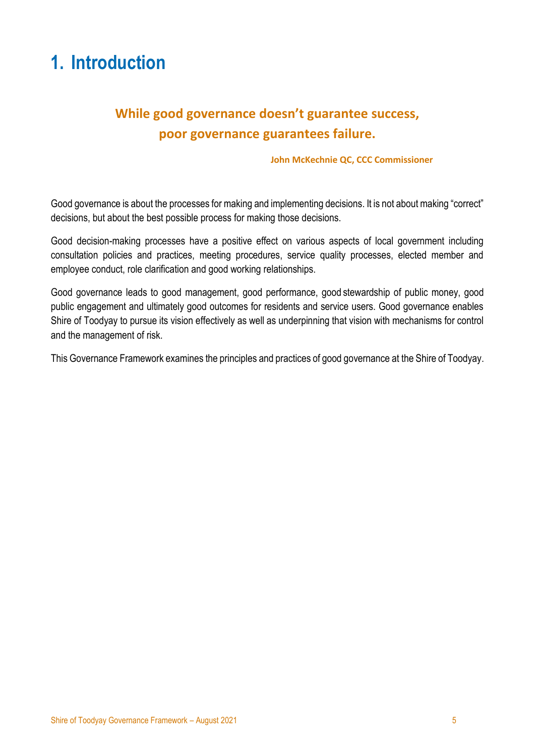# 1. Introduction

**While good governance doesn't guarantee success, poor governance guarantees failure.**

**John McKechnie QC, CCC Commissioner**

Good governance is about the processes for making and implementing decisions. It is not about making "correct" decisions, but about the best possible process for making those decisions.

Good decision-making processes have a positive effect on various aspects of local government including consultation policies and practices, meeting procedures, service quality processes, elected member and employee conduct, role clarification and good working relationships.

Good governance leads to good management, good performance, good stewardship of public money, good public engagement and ultimately good outcomes for residents and service users. Good governance enables Shire of Toodyay to pursue its vision effectively as well as underpinning that vision with mechanisms for control and the management of risk.

This Governance Framework examines the principles and practices of good governance at the Shire of Toodyay.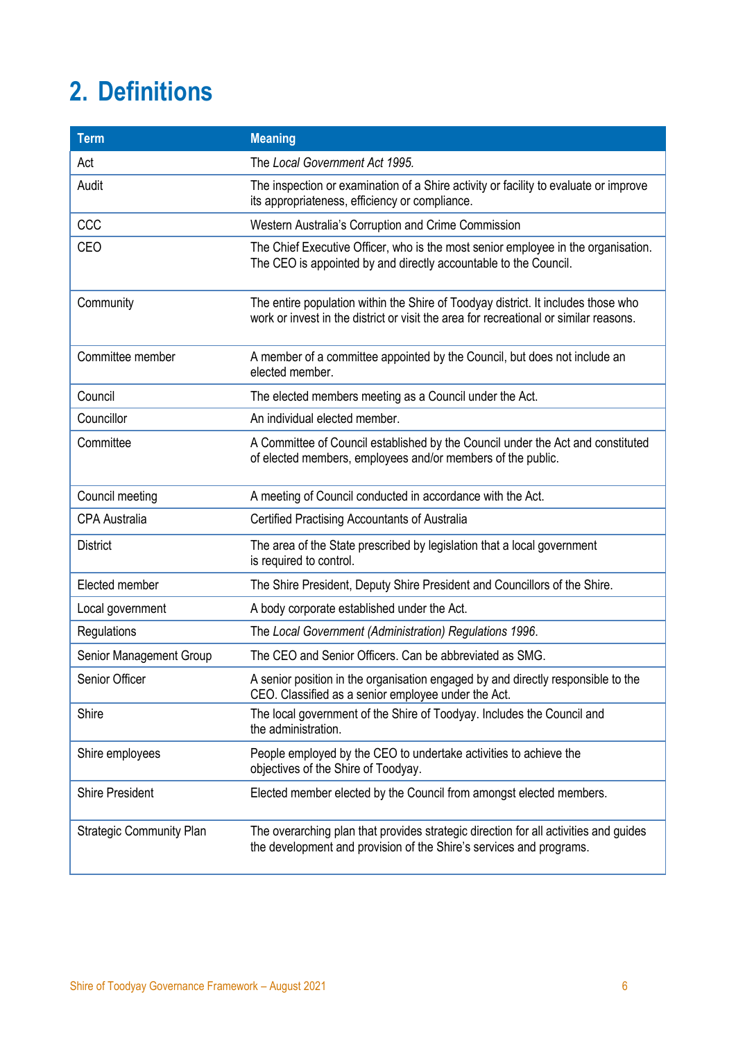# 2. Definitions

| Term | Meaning |
|---|---|
| Act | The *Local Government Act 1995.* |
| Audit | The inspection or examination of a Shire activity or facility to evaluate or improve its appropriateness, efficiency or compliance. |
| CCC | Western Australia's Corruption and Crime Commission |
| CEO | The Chief Executive Officer, who is the most senior employee in the organisation. The CEO is appointed by and directly accountable to the Council. |
| Community | The entire population within the Shire of Toodyay district. It includes those who work or invest in the district or visit the area for recreational or similar reasons. |
| Committee member | A member of a committee appointed by the Council, but does not include an elected member. |
| Council | The elected members meeting as a Council under the Act. |
| Councillor | An individual elected member. |
| Committee | A Committee of Council established by the Council under the Act and constituted of elected members, employees and/or members of the public. |
| Council meeting | A meeting of Council conducted in accordance with the Act. |
| CPA Australia | Certified Practising Accountants of Australia |
| District | The area of the State prescribed by legislation that a local government is required to control. |
| Elected member | The Shire President, Deputy Shire President and Councillors of the Shire. |
| Local government | A body corporate established under the Act. |
| Regulations | The *Local Government (Administration) Regulations 1996*. |
| Senior Management Group | The CEO and Senior Officers. Can be abbreviated as SMG. |
| Senior Officer | A senior position in the organisation engaged by and directly responsible to the CEO. Classified as a senior employee under the Act. |
| Shire | The local government of the Shire of Toodyay. Includes the Council and the administration. |
| Shire employees | People employed by the CEO to undertake activities to achieve the objectives of the Shire of Toodyay. |
| Shire President | Elected member elected by the Council from amongst elected members. |
| Strategic Community Plan | The overarching plan that provides strategic direction for all activities and guides the development and provision of the Shire's services and programs. |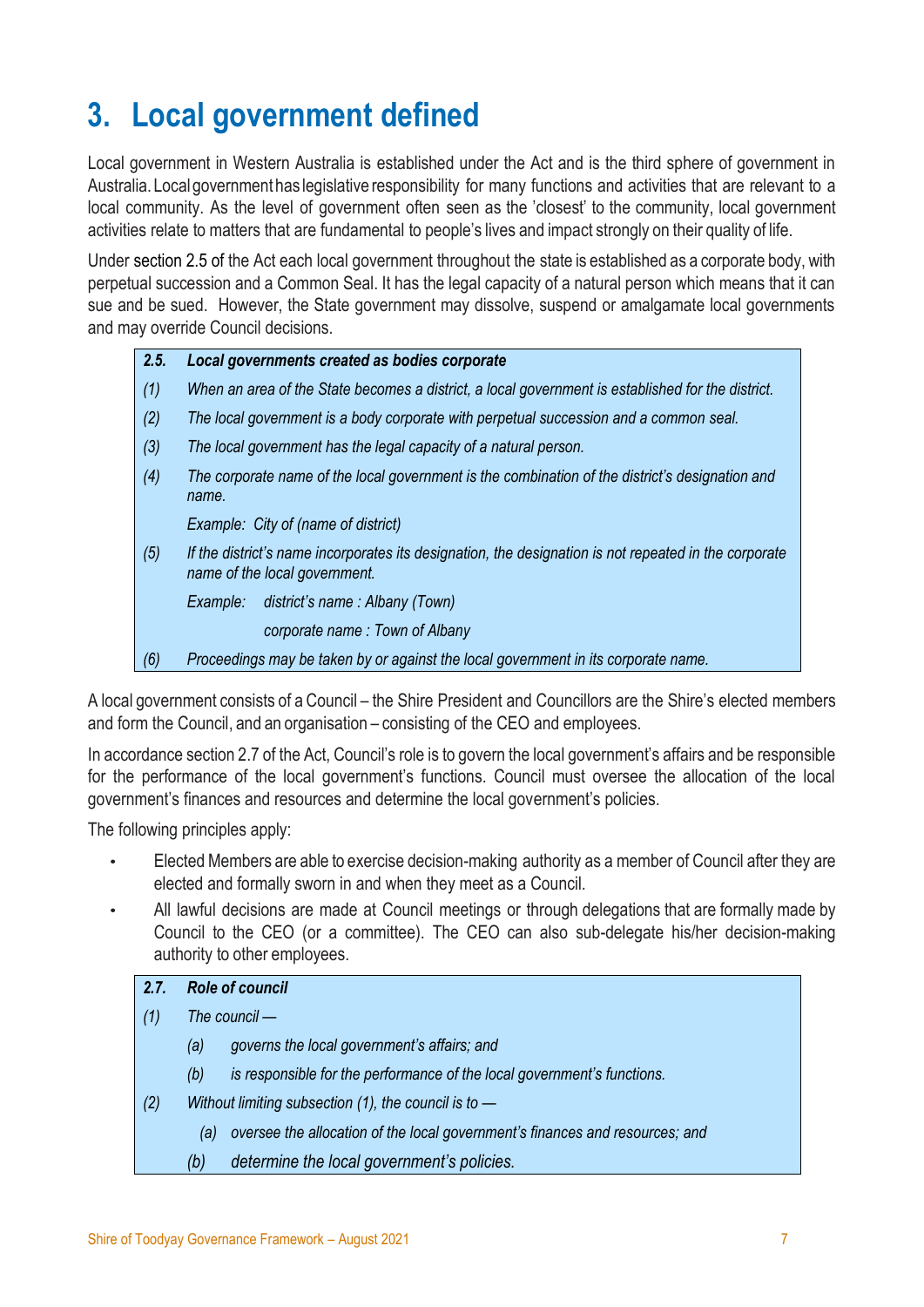# 3. Local government defined

Local government in Western Australia is established under the Act and is the third sphere of government in Australia. Local government has legislative responsibility for many functions and activities that are relevant to a local community. As the level of government often seen as the 'closest' to the community, local government activities relate to matters that are fundamental to people's lives and impact strongly on their quality of life.

Under section 2.5 of the Act each local government throughout the state is established as a corporate body, with perpetual succession and a Common Seal. It has the legal capacity of a natural person which means that it can sue and be sued. However, the State government may dissolve, suspend or amalgamate local governments and may override Council decisions.

> ***2.5. Local governments created as bodies corporate***
>
> *(1) When an area of the State becomes a district, a local government is established for the district.*
>
> *(2) The local government is a body corporate with perpetual succession and a common seal.*
>
> *(3) The local government has the legal capacity of a natural person.*
>
> *(4) The corporate name of the local government is the combination of the district's designation and name.*
>
> *Example: City of (name of district)*
>
> *(5) If the district's name incorporates its designation, the designation is not repeated in the corporate name of the local government.*
>
> *Example: district's name : Albany (Town)*
>
> *corporate name : Town of Albany*
>
> *(6) Proceedings may be taken by or against the local government in its corporate name.*

A local government consists of a Council – the Shire President and Councillors are the Shire's elected members and form the Council, and an organisation – consisting of the CEO and employees.

In accordance section 2.7 of the Act, Council's role is to govern the local government's affairs and be responsible for the performance of the local government's functions. Council must oversee the allocation of the local government's finances and resources and determine the local government's policies.

The following principles apply:

- Elected Members are able to exercise decision-making authority as a member of Council after they are elected and formally sworn in and when they meet as a Council.
- All lawful decisions are made at Council meetings or through delegations that are formally made by Council to the CEO (or a committee). The CEO can also sub-delegate his/her decision-making authority to other employees.

> ***2.7. Role of council***
>
> *(1) The council —*
>
> *(a) governs the local government's affairs; and*
>
> *(b) is responsible for the performance of the local government's functions.*
>
> *(2) Without limiting subsection (1), the council is to —*
>
> *(a) oversee the allocation of the local government's finances and resources; and*
>
> *(b) determine the local government's policies.*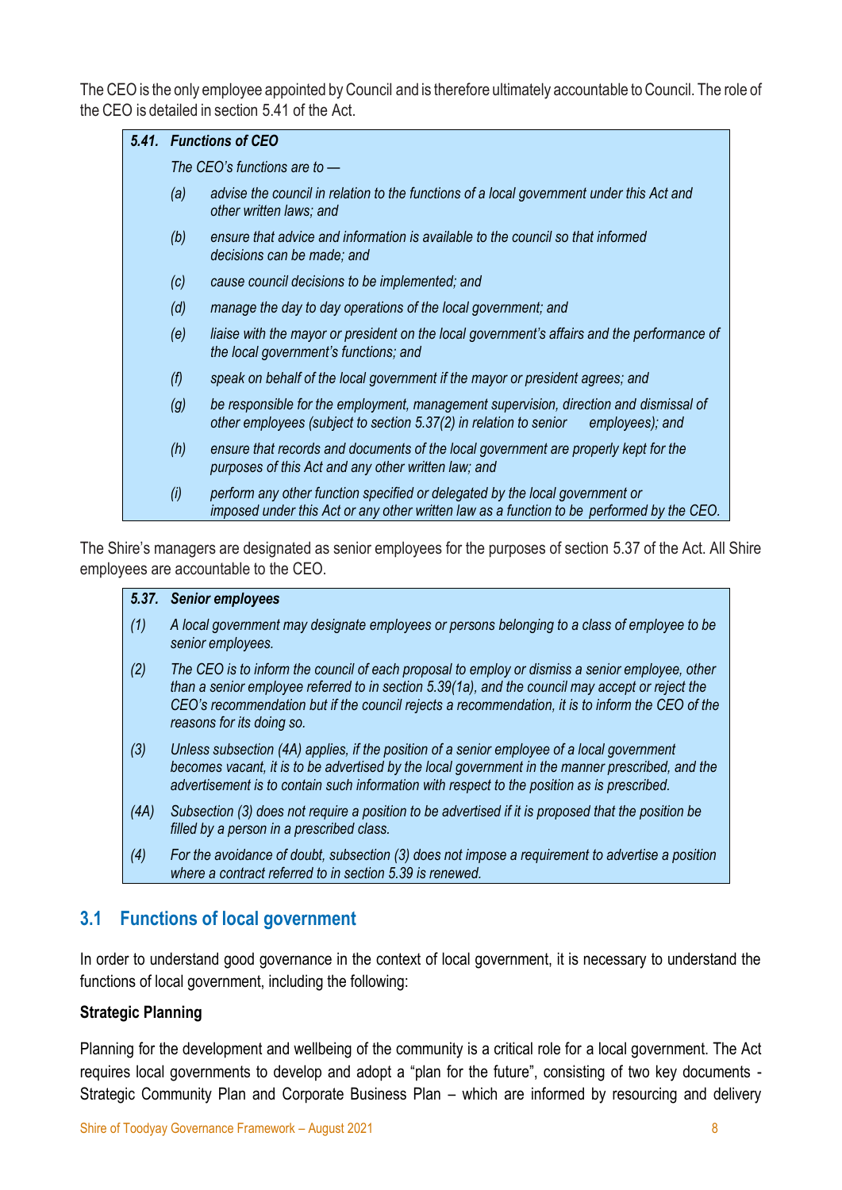The CEO is the only employee appointed by Council and is therefore ultimately accountable to Council. The role of the CEO is detailed in section 5.41 of the Act.

> ***5.41. Functions of CEO***
>
> *The CEO's functions are to —*
>
> *(a) advise the council in relation to the functions of a local government under this Act and other written laws; and*
>
> *(b) ensure that advice and information is available to the council so that informed decisions can be made; and*
>
> *(c) cause council decisions to be implemented; and*
>
> *(d) manage the day to day operations of the local government; and*
>
> *(e) liaise with the mayor or president on the local government's affairs and the performance of the local government's functions; and*
>
> *(f) speak on behalf of the local government if the mayor or president agrees; and*
>
> *(g) be responsible for the employment, management supervision, direction and dismissal of other employees (subject to section 5.37(2) in relation to senior employees); and*
>
> *(h) ensure that records and documents of the local government are properly kept for the purposes of this Act and any other written law; and*
>
> *(i) perform any other function specified or delegated by the local government or imposed under this Act or any other written law as a function to be performed by the CEO.*

The Shire's managers are designated as senior employees for the purposes of section 5.37 of the Act. All Shire employees are accountable to the CEO.

> ***5.37. Senior employees***
>
> *(1) A local government may designate employees or persons belonging to a class of employee to be senior employees.*
>
> *(2) The CEO is to inform the council of each proposal to employ or dismiss a senior employee, other than a senior employee referred to in section 5.39(1a), and the council may accept or reject the CEO's recommendation but if the council rejects a recommendation, it is to inform the CEO of the reasons for its doing so.*
>
> *(3) Unless subsection (4A) applies, if the position of a senior employee of a local government becomes vacant, it is to be advertised by the local government in the manner prescribed, and the advertisement is to contain such information with respect to the position as is prescribed.*
>
> *(4A) Subsection (3) does not require a position to be advertised if it is proposed that the position be filled by a person in a prescribed class.*
>
> *(4) For the avoidance of doubt, subsection (3) does not impose a requirement to advertise a position where a contract referred to in section 5.39 is renewed.*

## 3.1 Functions of local government

In order to understand good governance in the context of local government, it is necessary to understand the functions of local government, including the following:

**Strategic Planning**

Planning for the development and wellbeing of the community is a critical role for a local government. The Act requires local governments to develop and adopt a "plan for the future", consisting of two key documents - Strategic Community Plan and Corporate Business Plan – which are informed by resourcing and delivery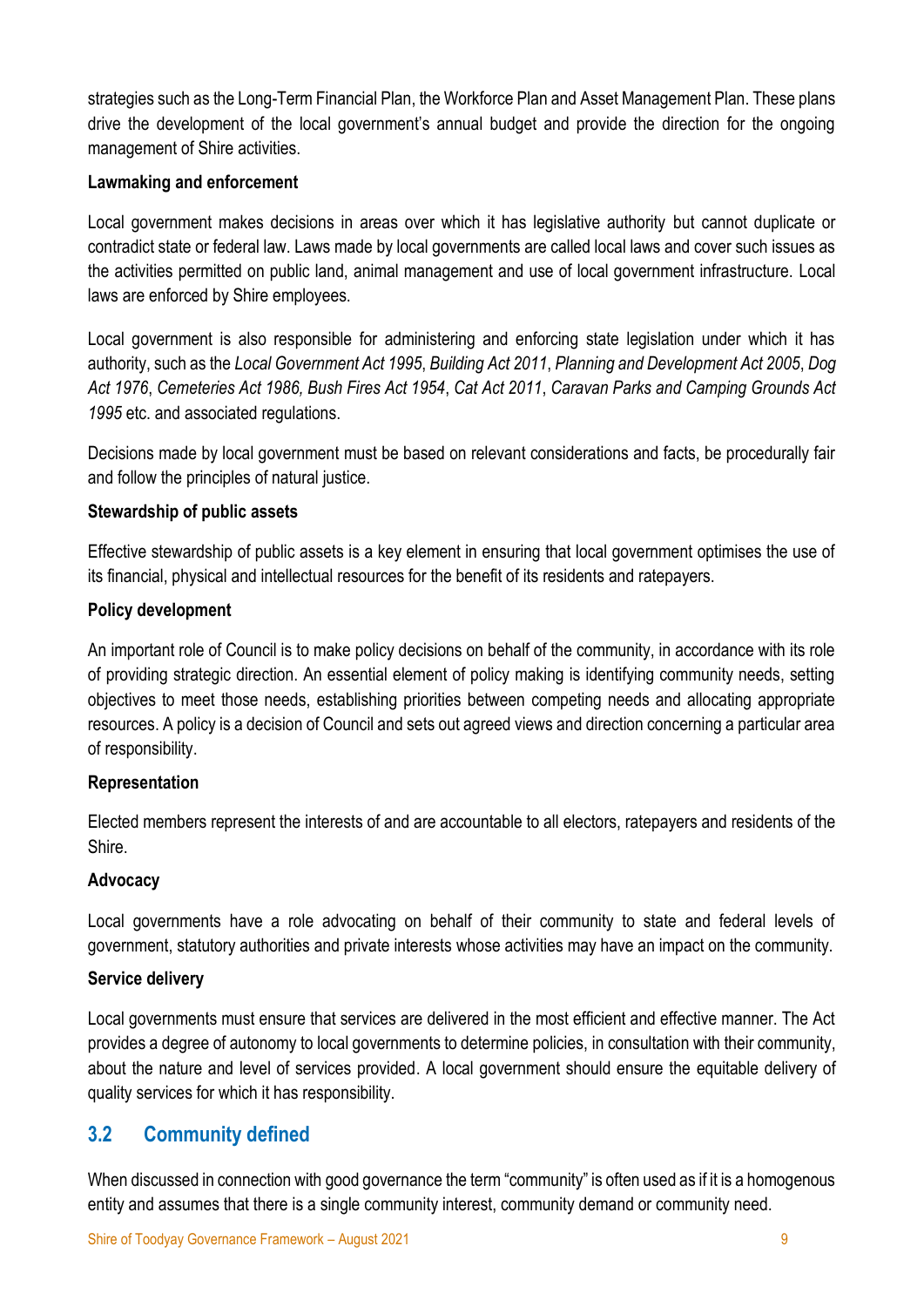strategies such as the Long-Term Financial Plan, the Workforce Plan and Asset Management Plan. These plans drive the development of the local government's annual budget and provide the direction for the ongoing management of Shire activities.

**Lawmaking and enforcement**

Local government makes decisions in areas over which it has legislative authority but cannot duplicate or contradict state or federal law. Laws made by local governments are called local laws and cover such issues as the activities permitted on public land, animal management and use of local government infrastructure. Local laws are enforced by Shire employees.

Local government is also responsible for administering and enforcing state legislation under which it has authority, such as the *Local Government Act 1995*, *Building Act 2011*, *Planning and Development Act 2005*, *Dog Act 1976*, *Cemeteries Act 1986, Bush Fires Act 1954*, *Cat Act 2011*, *Caravan Parks and Camping Grounds Act 1995* etc. and associated regulations.

Decisions made by local government must be based on relevant considerations and facts, be procedurally fair and follow the principles of natural justice.

**Stewardship of public assets**

Effective stewardship of public assets is a key element in ensuring that local government optimises the use of its financial, physical and intellectual resources for the benefit of its residents and ratepayers.

**Policy development**

An important role of Council is to make policy decisions on behalf of the community, in accordance with its role of providing strategic direction. An essential element of policy making is identifying community needs, setting objectives to meet those needs, establishing priorities between competing needs and allocating appropriate resources. A policy is a decision of Council and sets out agreed views and direction concerning a particular area of responsibility.

**Representation**

Elected members represent the interests of and are accountable to all electors, ratepayers and residents of the Shire.

**Advocacy**

Local governments have a role advocating on behalf of their community to state and federal levels of government, statutory authorities and private interests whose activities may have an impact on the community.

**Service delivery**

Local governments must ensure that services are delivered in the most efficient and effective manner. The Act provides a degree of autonomy to local governments to determine policies, in consultation with their community, about the nature and level of services provided. A local government should ensure the equitable delivery of quality services for which it has responsibility.

## 3.2 Community defined

When discussed in connection with good governance the term "community" is often used as if it is a homogenous entity and assumes that there is a single community interest, community demand or community need.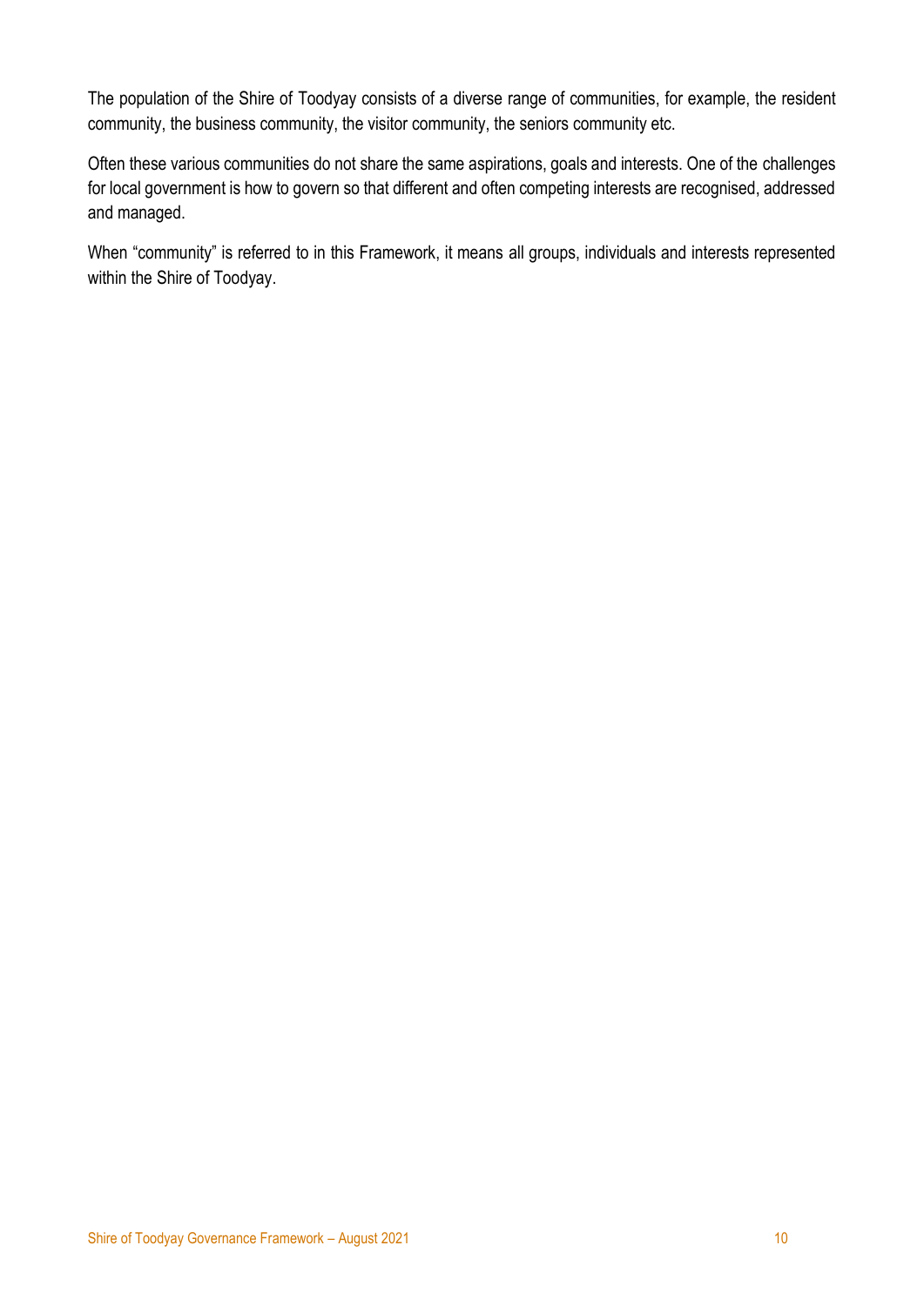The population of the Shire of Toodyay consists of a diverse range of communities, for example, the resident community, the business community, the visitor community, the seniors community etc.

Often these various communities do not share the same aspirations, goals and interests. One of the challenges for local government is how to govern so that different and often competing interests are recognised, addressed and managed.

When “community” is referred to in this Framework, it means all groups, individuals and interests represented within the Shire of Toodyay.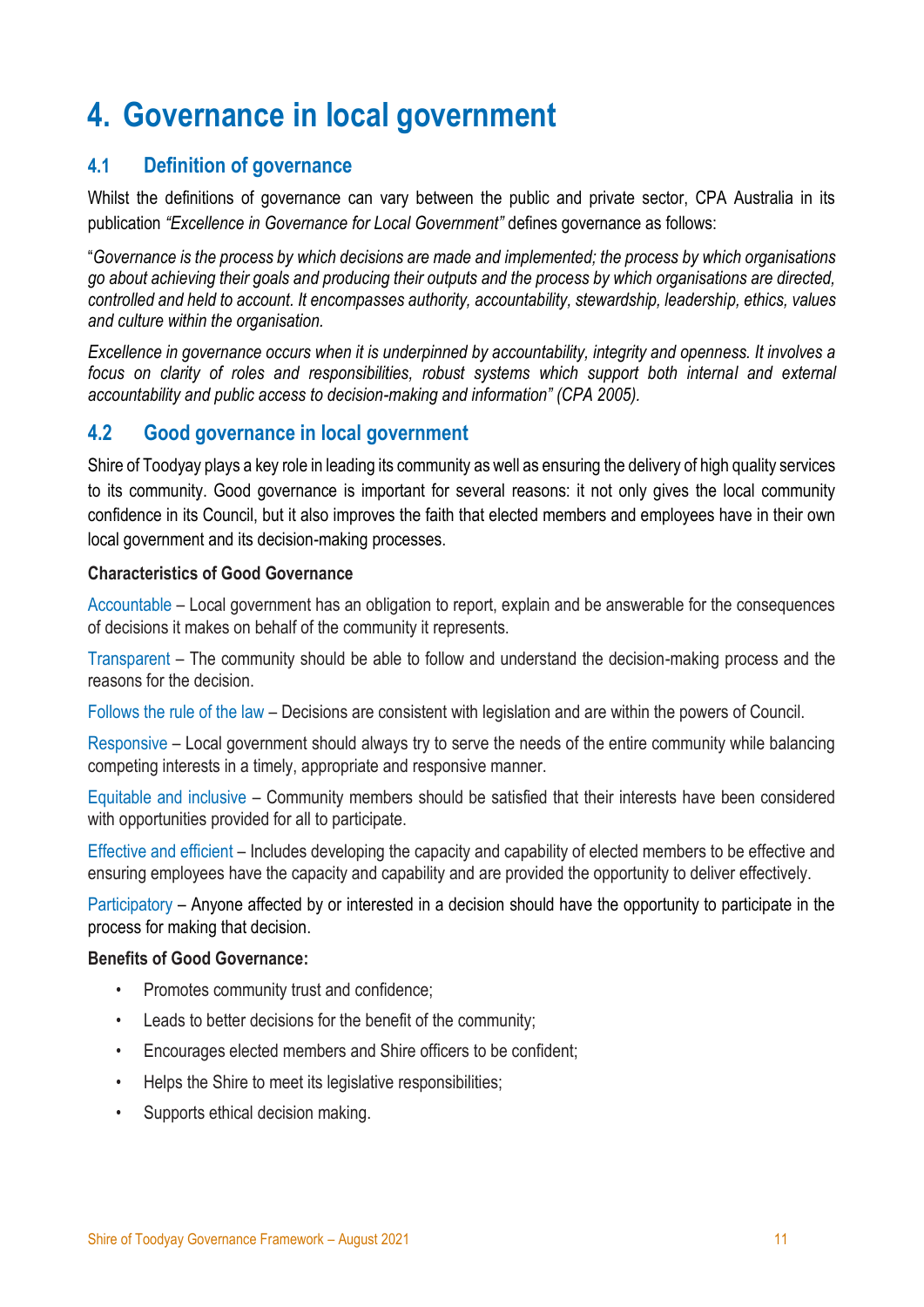# 4. Governance in local government

## 4.1 Definition of governance

Whilst the definitions of governance can vary between the public and private sector, CPA Australia in its publication *"Excellence in Governance for Local Government"* defines governance as follows:

"*Governance is the process by which decisions are made and implemented; the process by which organisations go about achieving their goals and producing their outputs and the process by which organisations are directed, controlled and held to account. It encompasses authority, accountability, stewardship, leadership, ethics, values and culture within the organisation.*

*Excellence in governance occurs when it is underpinned by accountability, integrity and openness. It involves a focus on clarity of roles and responsibilities, robust systems which support both internal and external accountability and public access to decision-making and information" (CPA 2005).*

## 4.2 Good governance in local government

Shire of Toodyay plays a key role in leading its community as well as ensuring the delivery of high quality services to its community. Good governance is important for several reasons: it not only gives the local community confidence in its Council, but it also improves the faith that elected members and employees have in their own local government and its decision-making processes.

**Characteristics of Good Governance**

Accountable – Local government has an obligation to report, explain and be answerable for the consequences of decisions it makes on behalf of the community it represents.

Transparent – The community should be able to follow and understand the decision-making process and the reasons for the decision.

Follows the rule of the law – Decisions are consistent with legislation and are within the powers of Council.

Responsive – Local government should always try to serve the needs of the entire community while balancing competing interests in a timely, appropriate and responsive manner.

Equitable and inclusive – Community members should be satisfied that their interests have been considered with opportunities provided for all to participate.

Effective and efficient – Includes developing the capacity and capability of elected members to be effective and ensuring employees have the capacity and capability and are provided the opportunity to deliver effectively.

Participatory – Anyone affected by or interested in a decision should have the opportunity to participate in the process for making that decision.

**Benefits of Good Governance:**

- Promotes community trust and confidence;
- Leads to better decisions for the benefit of the community;
- Encourages elected members and Shire officers to be confident;
- Helps the Shire to meet its legislative responsibilities;
- Supports ethical decision making.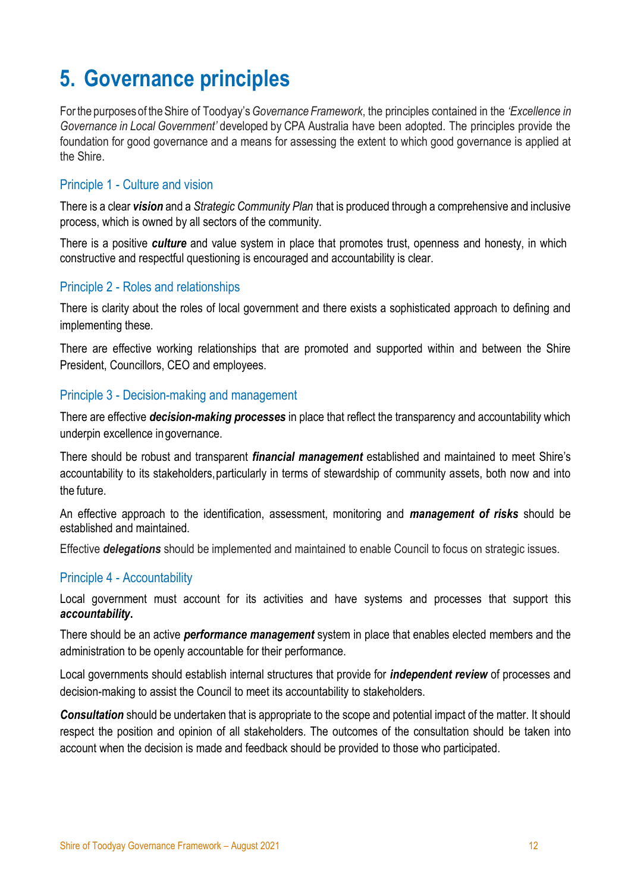# 5. Governance principles

For the purposes of the Shire of Toodyay's *Governance Framework*, the principles contained in the *'Excellence in Governance in Local Government'* developed by CPA Australia have been adopted. The principles provide the foundation for good governance and a means for assessing the extent to which good governance is applied at the Shire.

## Principle 1 - Culture and vision

There is a clear ***vision*** and a *Strategic Community Plan* that is produced through a comprehensive and inclusive process, which is owned by all sectors of the community.

There is a positive ***culture*** and value system in place that promotes trust, openness and honesty, in which constructive and respectful questioning is encouraged and accountability is clear.

## Principle 2 - Roles and relationships

There is clarity about the roles of local government and there exists a sophisticated approach to defining and implementing these.

There are effective working relationships that are promoted and supported within and between the Shire President, Councillors, CEO and employees.

## Principle 3 - Decision-making and management

There are effective ***decision-making processes*** in place that reflect the transparency and accountability which underpin excellence in governance.

There should be robust and transparent ***financial management*** established and maintained to meet Shire's accountability to its stakeholders, particularly in terms of stewardship of community assets, both now and into the future.

An effective approach to the identification, assessment, monitoring and ***management of risks*** should be established and maintained.

Effective ***delegations*** should be implemented and maintained to enable Council to focus on strategic issues.

## Principle 4 - Accountability

Local government must account for its activities and have systems and processes that support this ***accountability.***

There should be an active ***performance management*** system in place that enables elected members and the administration to be openly accountable for their performance.

Local governments should establish internal structures that provide for ***independent review*** of processes and decision-making to assist the Council to meet its accountability to stakeholders.

***Consultation*** should be undertaken that is appropriate to the scope and potential impact of the matter. It should respect the position and opinion of all stakeholders. The outcomes of the consultation should be taken into account when the decision is made and feedback should be provided to those who participated.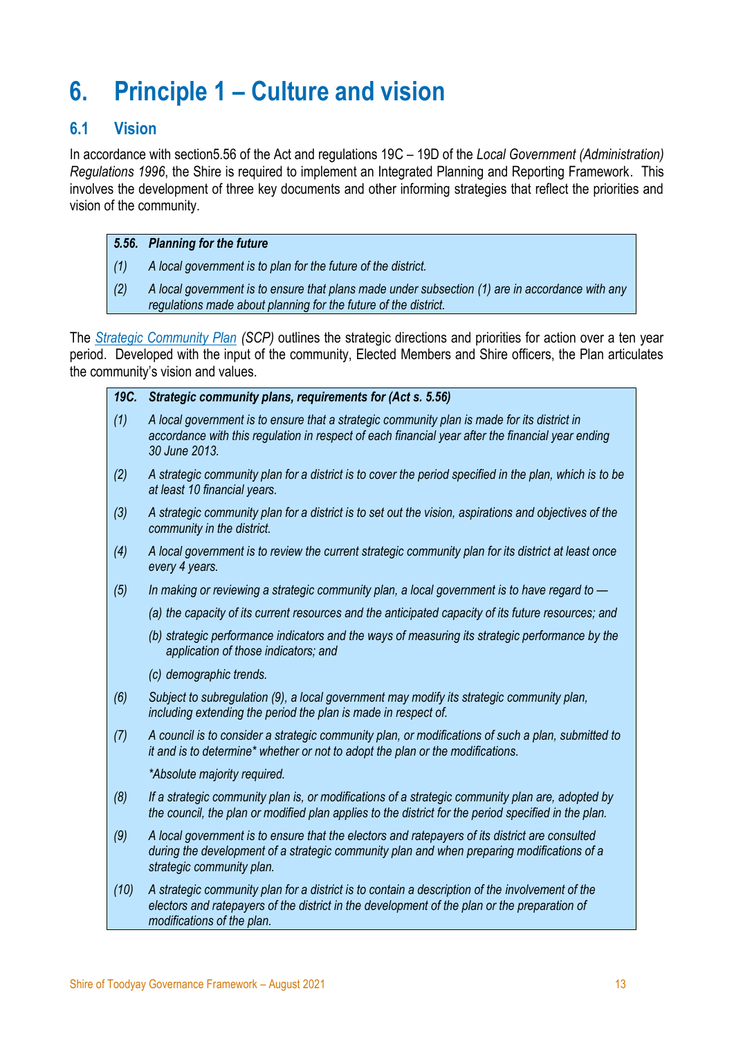# 6. Principle 1 – Culture and vision

## 6.1 Vision

In accordance with section5.56 of the Act and regulations 19C – 19D of the *Local Government (Administration) Regulations 1996*, the Shire is required to implement an Integrated Planning and Reporting Framework. This involves the development of three key documents and other informing strategies that reflect the priorities and vision of the community.

> ***5.56. Planning for the future***
>
> *(1) A local government is to plan for the future of the district.*
>
> *(2) A local government is to ensure that plans made under subsection (1) are in accordance with any regulations made about planning for the future of the district.*

The *Strategic Community Plan (SCP)* outlines the strategic directions and priorities for action over a ten year period. Developed with the input of the community, Elected Members and Shire officers, the Plan articulates the community's vision and values.

> ***19C. Strategic community plans, requirements for (Act s. 5.56)***
>
> *(1) A local government is to ensure that a strategic community plan is made for its district in accordance with this regulation in respect of each financial year after the financial year ending 30 June 2013.*
>
> *(2) A strategic community plan for a district is to cover the period specified in the plan, which is to be at least 10 financial years.*
>
> *(3) A strategic community plan for a district is to set out the vision, aspirations and objectives of the community in the district.*
>
> *(4) A local government is to review the current strategic community plan for its district at least once every 4 years.*
>
> *(5) In making or reviewing a strategic community plan, a local government is to have regard to —*
>
> *(a) the capacity of its current resources and the anticipated capacity of its future resources; and*
>
> *(b) strategic performance indicators and the ways of measuring its strategic performance by the application of those indicators; and*
>
> *(c) demographic trends.*
>
> *(6) Subject to subregulation (9), a local government may modify its strategic community plan, including extending the period the plan is made in respect of.*
>
> *(7) A council is to consider a strategic community plan, or modifications of such a plan, submitted to it and is to determine\* whether or not to adopt the plan or the modifications.*
>
> *\*Absolute majority required.*
>
> *(8) If a strategic community plan is, or modifications of a strategic community plan are, adopted by the council, the plan or modified plan applies to the district for the period specified in the plan.*
>
> *(9) A local government is to ensure that the electors and ratepayers of its district are consulted during the development of a strategic community plan and when preparing modifications of a strategic community plan.*
>
> *(10) A strategic community plan for a district is to contain a description of the involvement of the electors and ratepayers of the district in the development of the plan or the preparation of modifications of the plan.*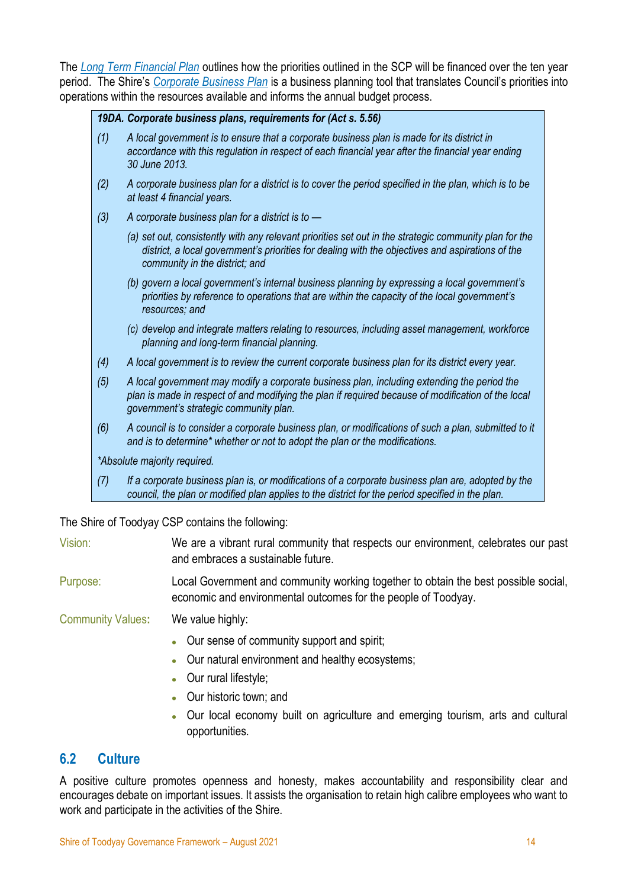The [Long Term Financial Plan]() outlines how the priorities outlined in the SCP will be financed over the ten year period. The Shire's [Corporate Business Plan]() is a business planning tool that translates Council's priorities into operations within the resources available and informs the annual budget process.

> ***19DA. Corporate business plans, requirements for (Act s. 5.56)***
>
> *(1) A local government is to ensure that a corporate business plan is made for its district in accordance with this regulation in respect of each financial year after the financial year ending 30 June 2013.*
>
> *(2) A corporate business plan for a district is to cover the period specified in the plan, which is to be at least 4 financial years.*
>
> *(3) A corporate business plan for a district is to —*
>
> *(a) set out, consistently with any relevant priorities set out in the strategic community plan for the district, a local government's priorities for dealing with the objectives and aspirations of the community in the district; and*
>
> *(b) govern a local government's internal business planning by expressing a local government's priorities by reference to operations that are within the capacity of the local government's resources; and*
>
> *(c) develop and integrate matters relating to resources, including asset management, workforce planning and long-term financial planning.*
>
> *(4) A local government is to review the current corporate business plan for its district every year.*
>
> *(5) A local government may modify a corporate business plan, including extending the period the plan is made in respect of and modifying the plan if required because of modification of the local government's strategic community plan.*
>
> *(6) A council is to consider a corporate business plan, or modifications of such a plan, submitted to it and is to determine* whether or not to adopt the plan or the modifications.*
>
> **Absolute majority required.*
>
> *(7) If a corporate business plan is, or modifications of a corporate business plan are, adopted by the council, the plan or modified plan applies to the district for the period specified in the plan.*

The Shire of Toodyay CSP contains the following:

Vision: We are a vibrant rural community that respects our environment, celebrates our past and embraces a sustainable future.

Purpose: Local Government and community working together to obtain the best possible social, economic and environmental outcomes for the people of Toodyay.

Community Values: We value highly:

- Our sense of community support and spirit;
- Our natural environment and healthy ecosystems;
- Our rural lifestyle;
- Our historic town; and
- Our local economy built on agriculture and emerging tourism, arts and cultural opportunities.

## 6.2 Culture

A positive culture promotes openness and honesty, makes accountability and responsibility clear and encourages debate on important issues. It assists the organisation to retain high calibre employees who want to work and participate in the activities of the Shire.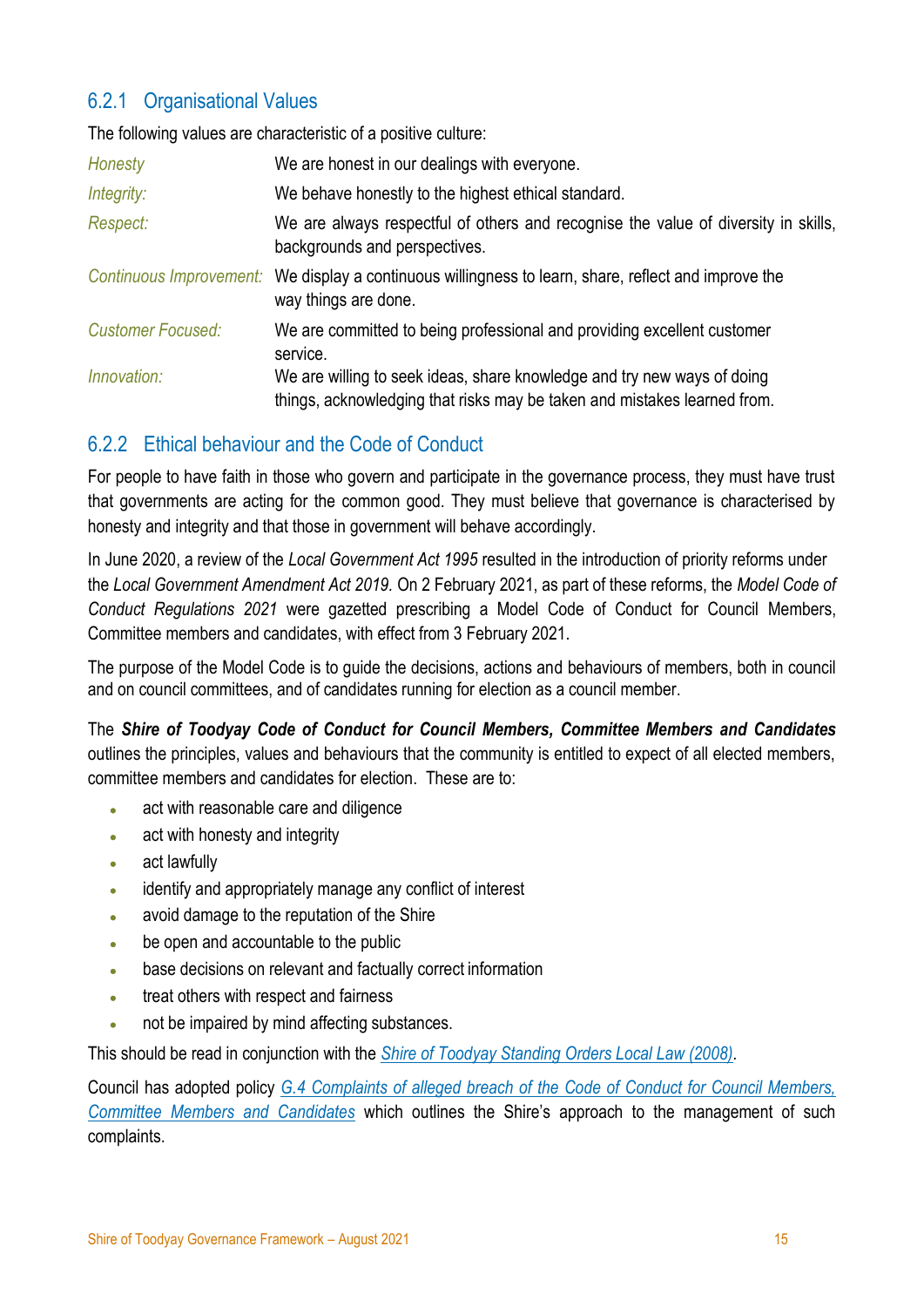### 6.2.1 Organisational Values

The following values are characteristic of a positive culture:

| | |
|---|---|
| *Honesty* | We are honest in our dealings with everyone. |
| *Integrity:* | We behave honestly to the highest ethical standard. |
| *Respect:* | We are always respectful of others and recognise the value of diversity in skills, backgrounds and perspectives. |
| *Continuous Improvement:* | We display a continuous willingness to learn, share, reflect and improve the way things are done. |
| *Customer Focused:* | We are committed to being professional and providing excellent customer service. |
| *Innovation:* | We are willing to seek ideas, share knowledge and try new ways of doing things, acknowledging that risks may be taken and mistakes learned from. |

### 6.2.2 Ethical behaviour and the Code of Conduct

For people to have faith in those who govern and participate in the governance process, they must have trust that governments are acting for the common good. They must believe that governance is characterised by honesty and integrity and that those in government will behave accordingly.

In June 2020, a review of the *Local Government Act 1995* resulted in the introduction of priority reforms under the *Local Government Amendment Act 2019.* On 2 February 2021, as part of these reforms, the *Model Code of Conduct Regulations 2021* were gazetted prescribing a Model Code of Conduct for Council Members, Committee members and candidates, with effect from 3 February 2021.

The purpose of the Model Code is to guide the decisions, actions and behaviours of members, both in council and on council committees, and of candidates running for election as a council member.

The ***Shire of Toodyay Code of Conduct for Council Members, Committee Members and Candidates*** outlines the principles, values and behaviours that the community is entitled to expect of all elected members, committee members and candidates for election. These are to:

- act with reasonable care and diligence
- act with honesty and integrity
- act lawfully
- identify and appropriately manage any conflict of interest
- avoid damage to the reputation of the Shire
- be open and accountable to the public
- base decisions on relevant and factually correct information
- treat others with respect and fairness
- not be impaired by mind affecting substances.

This should be read in conjunction with the *Shire of Toodyay Standing Orders Local Law (2008)*.

Council has adopted policy *G.4 Complaints of alleged breach of the Code of Conduct for Council Members, Committee Members and Candidates* which outlines the Shire's approach to the management of such complaints.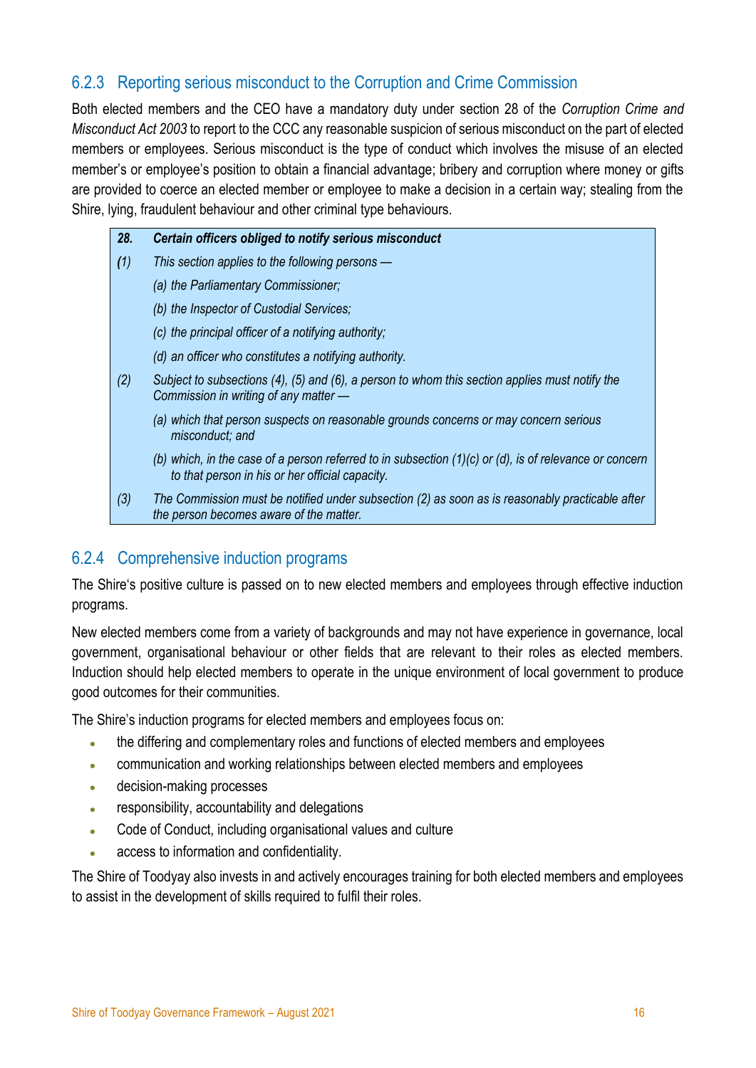### 6.2.3 Reporting serious misconduct to the Corruption and Crime Commission

Both elected members and the CEO have a mandatory duty under section 28 of the *Corruption Crime and Misconduct Act 2003* to report to the CCC any reasonable suspicion of serious misconduct on the part of elected members or employees. Serious misconduct is the type of conduct which involves the misuse of an elected member's or employee's position to obtain a financial advantage; bribery and corruption where money or gifts are provided to coerce an elected member or employee to make a decision in a certain way; stealing from the Shire, lying, fraudulent behaviour and other criminal type behaviours.

> ***28. Certain officers obliged to notify serious misconduct***
>
> *(1) This section applies to the following persons —*
>
> *(a) the Parliamentary Commissioner;*
>
> *(b) the Inspector of Custodial Services;*
>
> *(c) the principal officer of a notifying authority;*
>
> *(d) an officer who constitutes a notifying authority.*
>
> *(2) Subject to subsections (4), (5) and (6), a person to whom this section applies must notify the Commission in writing of any matter —*
>
> *(a) which that person suspects on reasonable grounds concerns or may concern serious misconduct; and*
>
> *(b) which, in the case of a person referred to in subsection (1)(c) or (d), is of relevance or concern to that person in his or her official capacity.*
>
> *(3) The Commission must be notified under subsection (2) as soon as is reasonably practicable after the person becomes aware of the matter.*

### 6.2.4 Comprehensive induction programs

The Shire's positive culture is passed on to new elected members and employees through effective induction programs.

New elected members come from a variety of backgrounds and may not have experience in governance, local government, organisational behaviour or other fields that are relevant to their roles as elected members. Induction should help elected members to operate in the unique environment of local government to produce good outcomes for their communities.

The Shire's induction programs for elected members and employees focus on:

- the differing and complementary roles and functions of elected members and employees
- communication and working relationships between elected members and employees
- decision-making processes
- responsibility, accountability and delegations
- Code of Conduct, including organisational values and culture
- access to information and confidentiality.

The Shire of Toodyay also invests in and actively encourages training for both elected members and employees to assist in the development of skills required to fulfil their roles.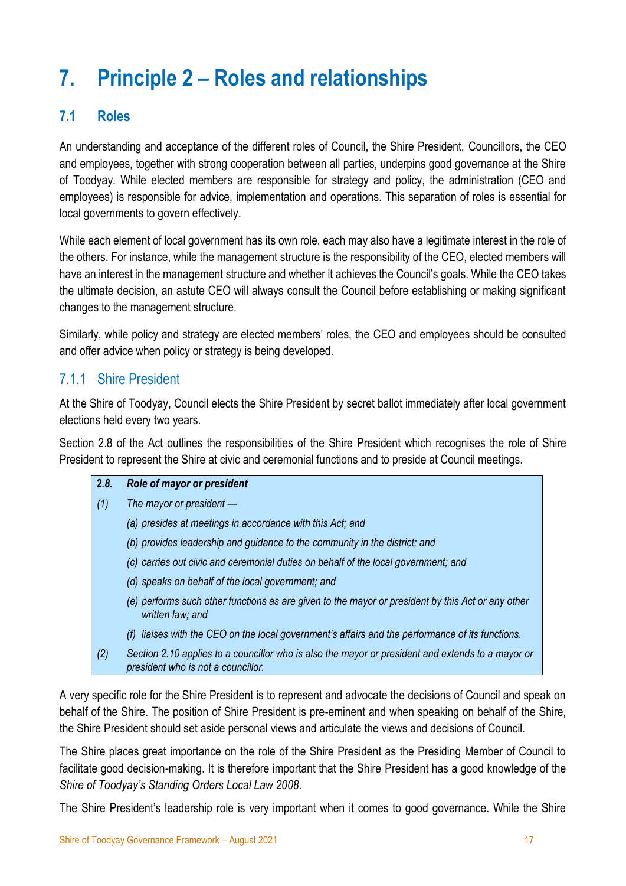# 7. Principle 2 – Roles and relationships

## 7.1 Roles

An understanding and acceptance of the different roles of Council, the Shire President, Councillors, the CEO and employees, together with strong cooperation between all parties, underpins good governance at the Shire of Toodyay. While elected members are responsible for strategy and policy, the administration (CEO and employees) is responsible for advice, implementation and operations. This separation of roles is essential for local governments to govern effectively.

While each element of local government has its own role, each may also have a legitimate interest in the role of the others. For instance, while the management structure is the responsibility of the CEO, elected members will have an interest in the management structure and whether it achieves the Council's goals. While the CEO takes the ultimate decision, an astute CEO will always consult the Council before establishing or making significant changes to the management structure.

Similarly, while policy and strategy are elected members' roles, the CEO and employees should be consulted and offer advice when policy or strategy is being developed.

### 7.1.1 Shire President

At the Shire of Toodyay, Council elects the Shire President by secret ballot immediately after local government elections held every two years.

Section 2.8 of the Act outlines the responsibilities of the Shire President which recognises the role of Shire President to represent the Shire at civic and ceremonial functions and to preside at Council meetings.

> **2.8. *Role of mayor or president***
>
> *(1) The mayor or president —*
>
> *(a) presides at meetings in accordance with this Act; and*
>
> *(b) provides leadership and guidance to the community in the district; and*
>
> *(c) carries out civic and ceremonial duties on behalf of the local government; and*
>
> *(d) speaks on behalf of the local government; and*
>
> *(e) performs such other functions as are given to the mayor or president by this Act or any other written law; and*
>
> *(f) liaises with the CEO on the local government's affairs and the performance of its functions.*
>
> *(2) Section 2.10 applies to a councillor who is also the mayor or president and extends to a mayor or president who is not a councillor.*

A very specific role for the Shire President is to represent and advocate the decisions of Council and speak on behalf of the Shire. The position of Shire President is pre-eminent and when speaking on behalf of the Shire, the Shire President should set aside personal views and articulate the views and decisions of Council.

The Shire places great importance on the role of the Shire President as the Presiding Member of Council to facilitate good decision-making. It is therefore important that the Shire President has a good knowledge of the *Shire of Toodyay's Standing Orders Local Law 2008*.

The Shire President's leadership role is very important when it comes to good governance. While the Shire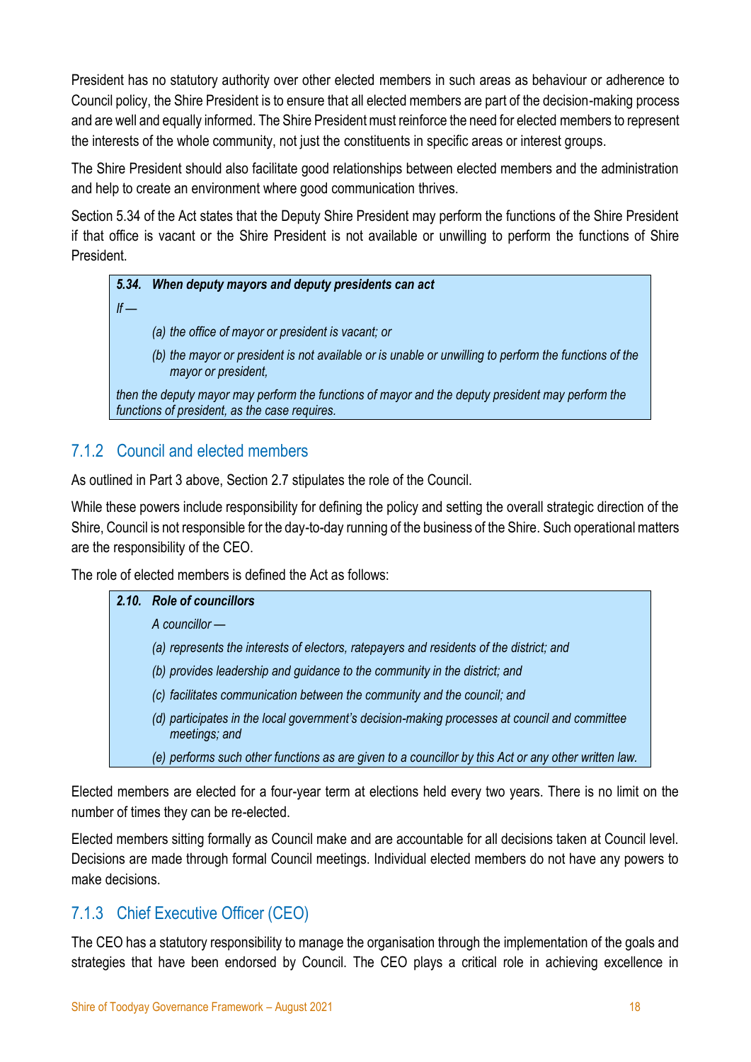President has no statutory authority over other elected members in such areas as behaviour or adherence to Council policy, the Shire President is to ensure that all elected members are part of the decision-making process and are well and equally informed. The Shire President must reinforce the need for elected members to represent the interests of the whole community, not just the constituents in specific areas or interest groups.

The Shire President should also facilitate good relationships between elected members and the administration and help to create an environment where good communication thrives.

Section 5.34 of the Act states that the Deputy Shire President may perform the functions of the Shire President if that office is vacant or the Shire President is not available or unwilling to perform the functions of Shire President.

> ***5.34. When deputy mayors and deputy presidents can act***
>
> *If —*
>
> *(a) the office of mayor or president is vacant; or*
>
> *(b) the mayor or president is not available or is unable or unwilling to perform the functions of the mayor or president,*
>
> *then the deputy mayor may perform the functions of mayor and the deputy president may perform the functions of president, as the case requires.*

### 7.1.2 Council and elected members

As outlined in Part 3 above, Section 2.7 stipulates the role of the Council.

While these powers include responsibility for defining the policy and setting the overall strategic direction of the Shire, Council is not responsible for the day-to-day running of the business of the Shire. Such operational matters are the responsibility of the CEO.

The role of elected members is defined the Act as follows:

> ***2.10. Role of councillors***
>
> *A councillor —*
>
> *(a) represents the interests of electors, ratepayers and residents of the district; and*
>
> *(b) provides leadership and guidance to the community in the district; and*
>
> *(c) facilitates communication between the community and the council; and*
>
> *(d) participates in the local government's decision-making processes at council and committee meetings; and*
>
> *(e) performs such other functions as are given to a councillor by this Act or any other written law.*

Elected members are elected for a four-year term at elections held every two years. There is no limit on the number of times they can be re-elected.

Elected members sitting formally as Council make and are accountable for all decisions taken at Council level. Decisions are made through formal Council meetings. Individual elected members do not have any powers to make decisions.

### 7.1.3 Chief Executive Officer (CEO)

The CEO has a statutory responsibility to manage the organisation through the implementation of the goals and strategies that have been endorsed by Council. The CEO plays a critical role in achieving excellence in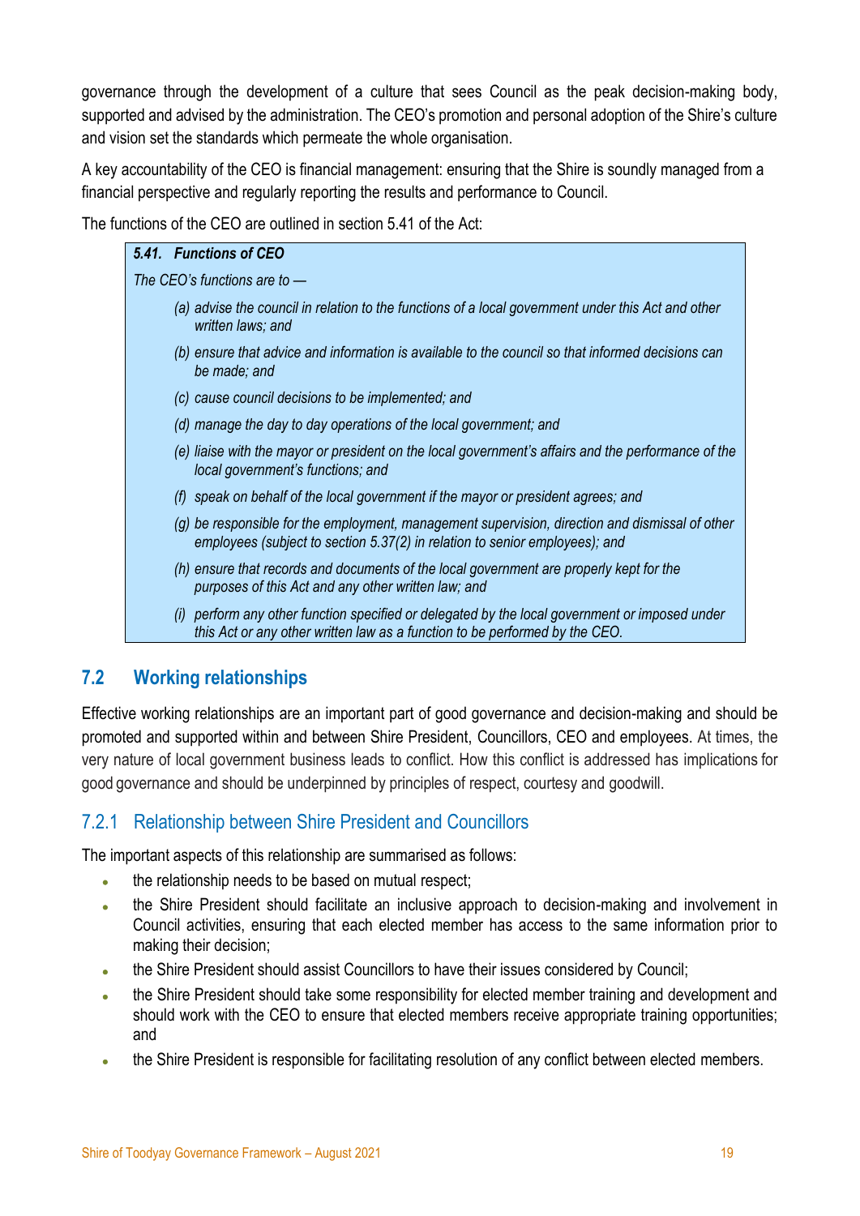governance through the development of a culture that sees Council as the peak decision-making body, supported and advised by the administration. The CEO's promotion and personal adoption of the Shire's culture and vision set the standards which permeate the whole organisation.

A key accountability of the CEO is financial management: ensuring that the Shire is soundly managed from a financial perspective and regularly reporting the results and performance to Council.

The functions of the CEO are outlined in section 5.41 of the Act:

> ***5.41. Functions of CEO***
>
> *The CEO's functions are to —*
>
> *(a) advise the council in relation to the functions of a local government under this Act and other written laws; and*
>
> *(b) ensure that advice and information is available to the council so that informed decisions can be made; and*
>
> *(c) cause council decisions to be implemented; and*
>
> *(d) manage the day to day operations of the local government; and*
>
> *(e) liaise with the mayor or president on the local government's affairs and the performance of the local government's functions; and*
>
> *(f) speak on behalf of the local government if the mayor or president agrees; and*
>
> *(g) be responsible for the employment, management supervision, direction and dismissal of other employees (subject to section 5.37(2) in relation to senior employees); and*
>
> *(h) ensure that records and documents of the local government are properly kept for the purposes of this Act and any other written law; and*
>
> *(i) perform any other function specified or delegated by the local government or imposed under this Act or any other written law as a function to be performed by the CEO.*

## 7.2 Working relationships

Effective working relationships are an important part of good governance and decision-making and should be promoted and supported within and between Shire President, Councillors, CEO and employees. At times, the very nature of local government business leads to conflict. How this conflict is addressed has implications for good governance and should be underpinned by principles of respect, courtesy and goodwill.

### 7.2.1 Relationship between Shire President and Councillors

The important aspects of this relationship are summarised as follows:

- the relationship needs to be based on mutual respect;
- the Shire President should facilitate an inclusive approach to decision-making and involvement in Council activities, ensuring that each elected member has access to the same information prior to making their decision;
- the Shire President should assist Councillors to have their issues considered by Council;
- the Shire President should take some responsibility for elected member training and development and should work with the CEO to ensure that elected members receive appropriate training opportunities; and
- the Shire President is responsible for facilitating resolution of any conflict between elected members.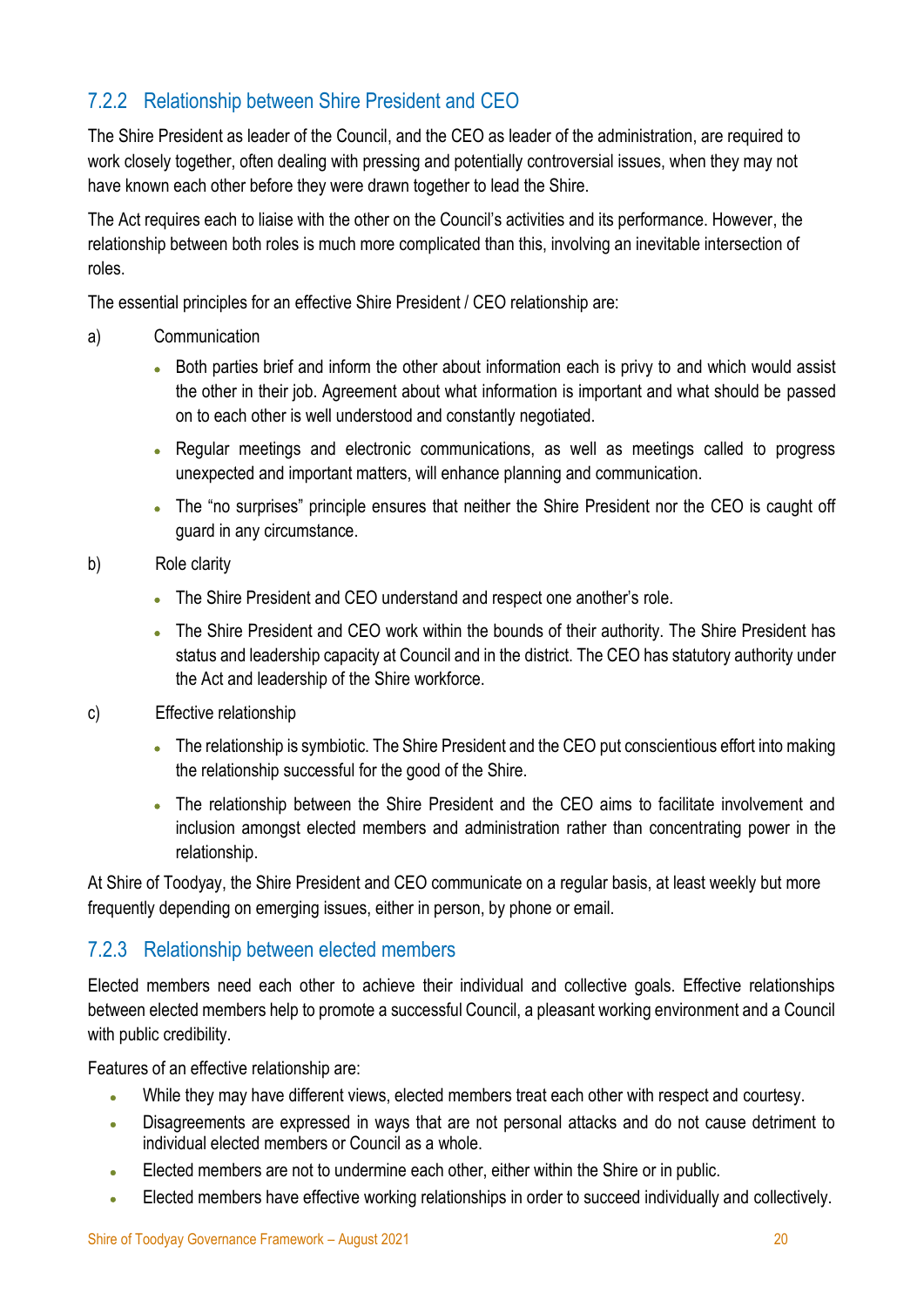### 7.2.2 Relationship between Shire President and CEO

The Shire President as leader of the Council, and the CEO as leader of the administration, are required to work closely together, often dealing with pressing and potentially controversial issues, when they may not have known each other before they were drawn together to lead the Shire.

The Act requires each to liaise with the other on the Council's activities and its performance. However, the relationship between both roles is much more complicated than this, involving an inevitable intersection of roles.

The essential principles for an effective Shire President / CEO relationship are:

a) Communication

- Both parties brief and inform the other about information each is privy to and which would assist the other in their job. Agreement about what information is important and what should be passed on to each other is well understood and constantly negotiated.
- Regular meetings and electronic communications, as well as meetings called to progress unexpected and important matters, will enhance planning and communication.
- The "no surprises" principle ensures that neither the Shire President nor the CEO is caught off guard in any circumstance.

b) Role clarity

- The Shire President and CEO understand and respect one another's role.
- The Shire President and CEO work within the bounds of their authority. The Shire President has status and leadership capacity at Council and in the district. The CEO has statutory authority under the Act and leadership of the Shire workforce.

c) Effective relationship

- The relationship is symbiotic. The Shire President and the CEO put conscientious effort into making the relationship successful for the good of the Shire.
- The relationship between the Shire President and the CEO aims to facilitate involvement and inclusion amongst elected members and administration rather than concentrating power in the relationship.

At Shire of Toodyay, the Shire President and CEO communicate on a regular basis, at least weekly but more frequently depending on emerging issues, either in person, by phone or email.

### 7.2.3 Relationship between elected members

Elected members need each other to achieve their individual and collective goals. Effective relationships between elected members help to promote a successful Council, a pleasant working environment and a Council with public credibility.

Features of an effective relationship are:

- While they may have different views, elected members treat each other with respect and courtesy.
- Disagreements are expressed in ways that are not personal attacks and do not cause detriment to individual elected members or Council as a whole.
- Elected members are not to undermine each other, either within the Shire or in public.
- Elected members have effective working relationships in order to succeed individually and collectively.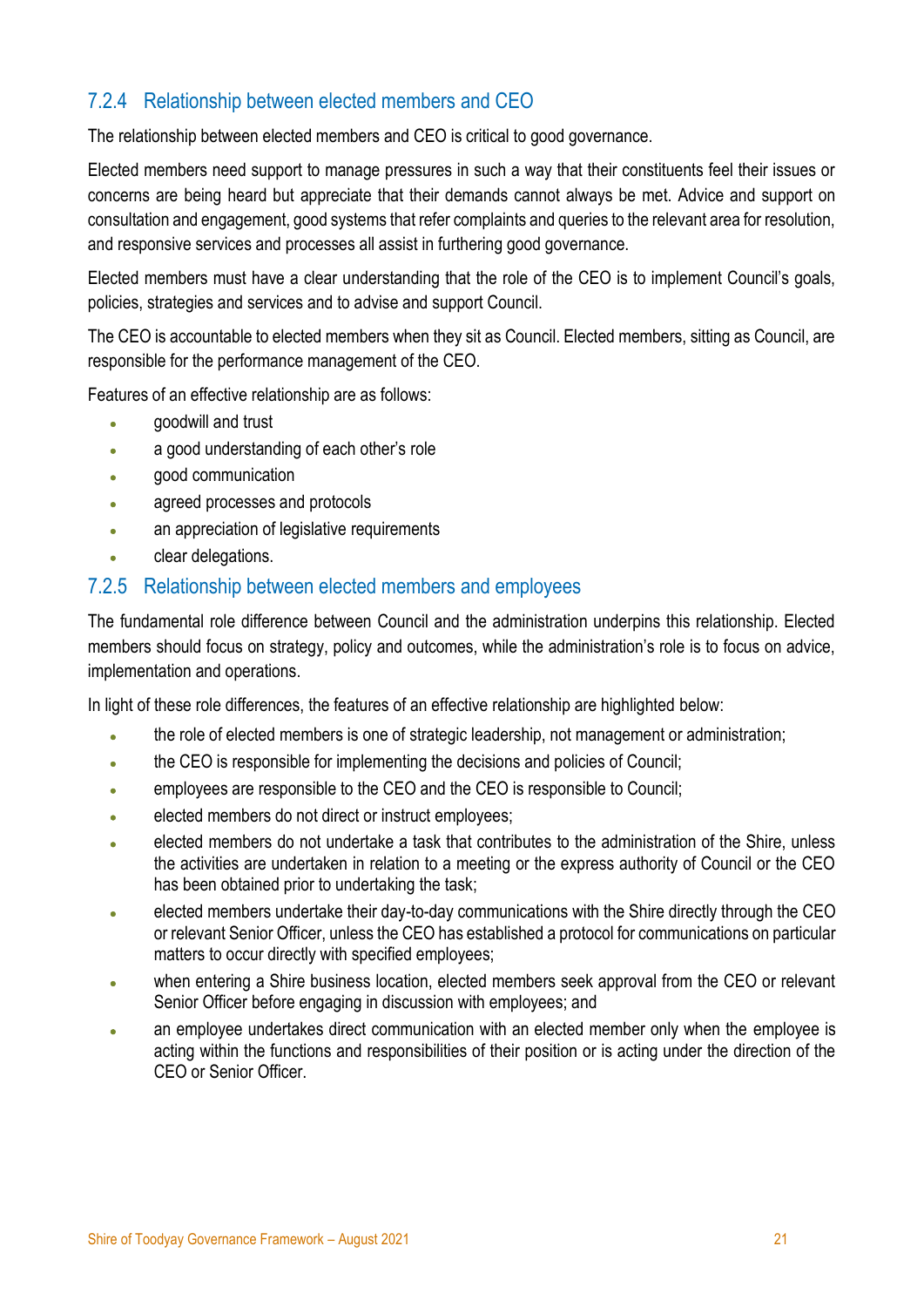### 7.2.4 Relationship between elected members and CEO

The relationship between elected members and CEO is critical to good governance.

Elected members need support to manage pressures in such a way that their constituents feel their issues or concerns are being heard but appreciate that their demands cannot always be met. Advice and support on consultation and engagement, good systems that refer complaints and queries to the relevant area for resolution, and responsive services and processes all assist in furthering good governance.

Elected members must have a clear understanding that the role of the CEO is to implement Council's goals, policies, strategies and services and to advise and support Council.

The CEO is accountable to elected members when they sit as Council. Elected members, sitting as Council, are responsible for the performance management of the CEO.

Features of an effective relationship are as follows:

- goodwill and trust
- a good understanding of each other's role
- good communication
- agreed processes and protocols
- an appreciation of legislative requirements
- clear delegations.

### 7.2.5 Relationship between elected members and employees

The fundamental role difference between Council and the administration underpins this relationship. Elected members should focus on strategy, policy and outcomes, while the administration's role is to focus on advice, implementation and operations.

In light of these role differences, the features of an effective relationship are highlighted below:

- the role of elected members is one of strategic leadership, not management or administration;
- the CEO is responsible for implementing the decisions and policies of Council;
- employees are responsible to the CEO and the CEO is responsible to Council;
- elected members do not direct or instruct employees;
- elected members do not undertake a task that contributes to the administration of the Shire, unless the activities are undertaken in relation to a meeting or the express authority of Council or the CEO has been obtained prior to undertaking the task;
- elected members undertake their day-to-day communications with the Shire directly through the CEO or relevant Senior Officer, unless the CEO has established a protocol for communications on particular matters to occur directly with specified employees;
- when entering a Shire business location, elected members seek approval from the CEO or relevant Senior Officer before engaging in discussion with employees; and
- an employee undertakes direct communication with an elected member only when the employee is acting within the functions and responsibilities of their position or is acting under the direction of the CEO or Senior Officer.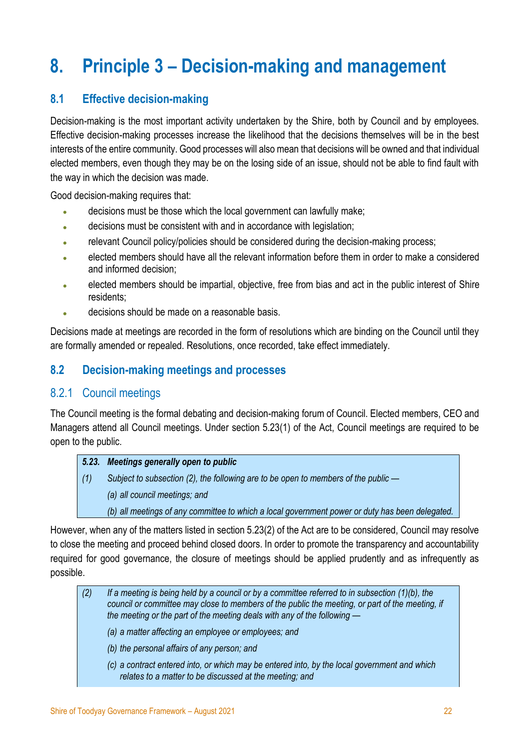# 8. Principle 3 – Decision-making and management

## 8.1 Effective decision-making

Decision-making is the most important activity undertaken by the Shire, both by Council and by employees. Effective decision-making processes increase the likelihood that the decisions themselves will be in the best interests of the entire community. Good processes will also mean that decisions will be owned and that individual elected members, even though they may be on the losing side of an issue, should not be able to find fault with the way in which the decision was made.

Good decision-making requires that:

- decisions must be those which the local government can lawfully make;
- decisions must be consistent with and in accordance with legislation;
- relevant Council policy/policies should be considered during the decision-making process;
- elected members should have all the relevant information before them in order to make a considered and informed decision;
- elected members should be impartial, objective, free from bias and act in the public interest of Shire residents;
- decisions should be made on a reasonable basis.

Decisions made at meetings are recorded in the form of resolutions which are binding on the Council until they are formally amended or repealed. Resolutions, once recorded, take effect immediately.

## 8.2 Decision-making meetings and processes

### 8.2.1 Council meetings

The Council meeting is the formal debating and decision-making forum of Council. Elected members, CEO and Managers attend all Council meetings. Under section 5.23(1) of the Act, Council meetings are required to be open to the public.

> ***5.23. Meetings generally open to public***
>
> *(1) Subject to subsection (2), the following are to be open to members of the public —*
>
> *(a) all council meetings; and*
>
> *(b) all meetings of any committee to which a local government power or duty has been delegated.*

However, when any of the matters listed in section 5.23(2) of the Act are to be considered, Council may resolve to close the meeting and proceed behind closed doors. In order to promote the transparency and accountability required for good governance, the closure of meetings should be applied prudently and as infrequently as possible.

> *(2) If a meeting is being held by a council or by a committee referred to in subsection (1)(b), the council or committee may close to members of the public the meeting, or part of the meeting, if the meeting or the part of the meeting deals with any of the following —*
>
> *(a) a matter affecting an employee or employees; and*
>
> *(b) the personal affairs of any person; and*
>
> *(c) a contract entered into, or which may be entered into, by the local government and which relates to a matter to be discussed at the meeting; and*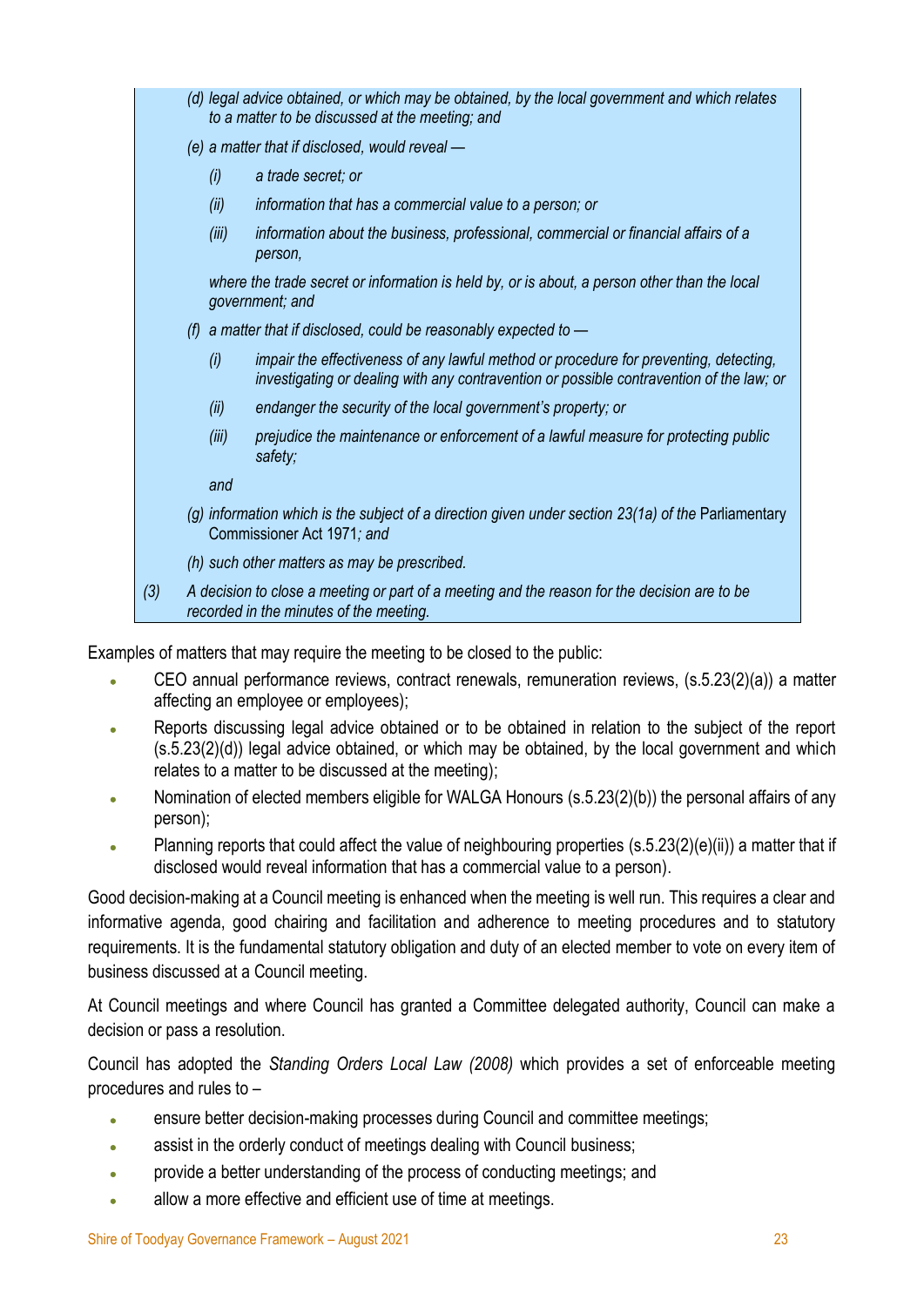> *(d) legal advice obtained, or which may be obtained, by the local government and which relates to a matter to be discussed at the meeting; and*
>
> *(e) a matter that if disclosed, would reveal —*
>
> *(i) a trade secret; or*
>
> *(ii) information that has a commercial value to a person; or*
>
> *(iii) information about the business, professional, commercial or financial affairs of a person,*
>
> *where the trade secret or information is held by, or is about, a person other than the local government; and*
>
> *(f) a matter that if disclosed, could be reasonably expected to —*
>
> *(i) impair the effectiveness of any lawful method or procedure for preventing, detecting, investigating or dealing with any contravention or possible contravention of the law; or*
>
> *(ii) endanger the security of the local government's property; or*
>
> *(iii) prejudice the maintenance or enforcement of a lawful measure for protecting public safety;*
>
> *and*
>
> *(g) information which is the subject of a direction given under section 23(1a) of the* Parliamentary Commissioner Act 1971*; and*
>
> *(h) such other matters as may be prescribed.*
>
> *(3) A decision to close a meeting or part of a meeting and the reason for the decision are to be recorded in the minutes of the meeting.*

Examples of matters that may require the meeting to be closed to the public:

- CEO annual performance reviews, contract renewals, remuneration reviews, (s.5.23(2)(a)) a matter affecting an employee or employees);
- Reports discussing legal advice obtained or to be obtained in relation to the subject of the report (s.5.23(2)(d)) legal advice obtained, or which may be obtained, by the local government and which relates to a matter to be discussed at the meeting);
- Nomination of elected members eligible for WALGA Honours (s.5.23(2)(b)) the personal affairs of any person);
- Planning reports that could affect the value of neighbouring properties (s.5.23(2)(e)(ii)) a matter that if disclosed would reveal information that has a commercial value to a person).

Good decision-making at a Council meeting is enhanced when the meeting is well run. This requires a clear and informative agenda, good chairing and facilitation and adherence to meeting procedures and to statutory requirements. It is the fundamental statutory obligation and duty of an elected member to vote on every item of business discussed at a Council meeting.

At Council meetings and where Council has granted a Committee delegated authority, Council can make a decision or pass a resolution.

Council has adopted the *Standing Orders Local Law (2008)* which provides a set of enforceable meeting procedures and rules to –

- ensure better decision-making processes during Council and committee meetings;
- assist in the orderly conduct of meetings dealing with Council business;
- provide a better understanding of the process of conducting meetings; and
- allow a more effective and efficient use of time at meetings.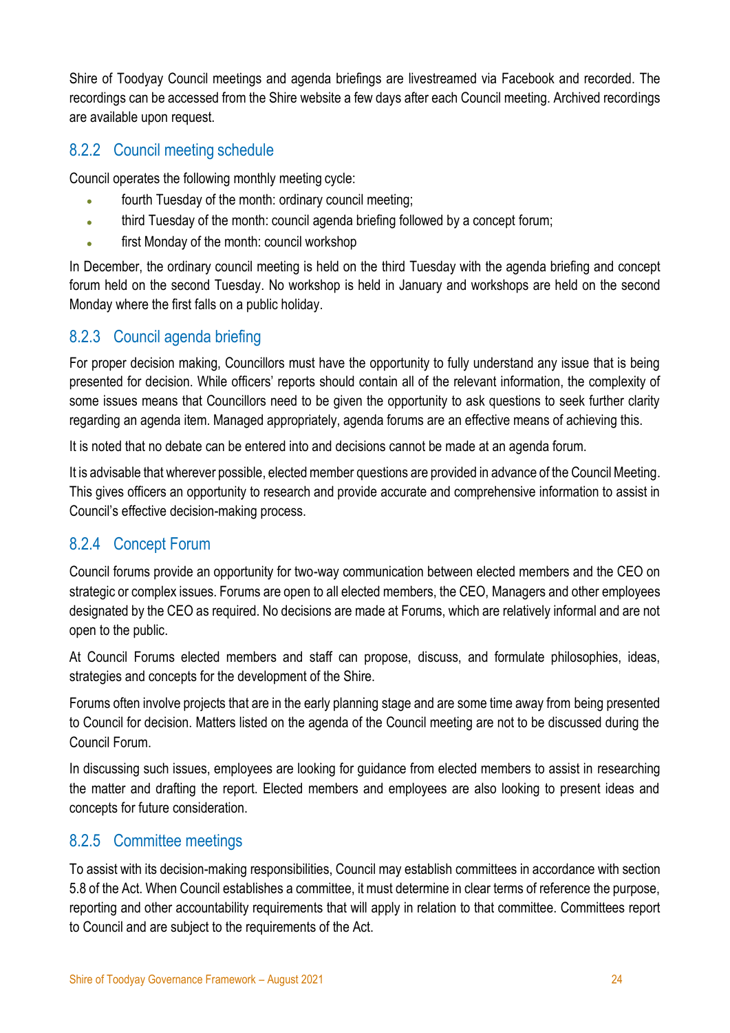Shire of Toodyay Council meetings and agenda briefings are livestreamed via Facebook and recorded. The recordings can be accessed from the Shire website a few days after each Council meeting. Archived recordings are available upon request.

### 8.2.2 Council meeting schedule

Council operates the following monthly meeting cycle:

- fourth Tuesday of the month: ordinary council meeting;
- third Tuesday of the month: council agenda briefing followed by a concept forum;
- first Monday of the month: council workshop

In December, the ordinary council meeting is held on the third Tuesday with the agenda briefing and concept forum held on the second Tuesday. No workshop is held in January and workshops are held on the second Monday where the first falls on a public holiday.

### 8.2.3 Council agenda briefing

For proper decision making, Councillors must have the opportunity to fully understand any issue that is being presented for decision. While officers' reports should contain all of the relevant information, the complexity of some issues means that Councillors need to be given the opportunity to ask questions to seek further clarity regarding an agenda item. Managed appropriately, agenda forums are an effective means of achieving this.

It is noted that no debate can be entered into and decisions cannot be made at an agenda forum.

It is advisable that wherever possible, elected member questions are provided in advance of the Council Meeting. This gives officers an opportunity to research and provide accurate and comprehensive information to assist in Council's effective decision-making process.

### 8.2.4 Concept Forum

Council forums provide an opportunity for two-way communication between elected members and the CEO on strategic or complex issues. Forums are open to all elected members, the CEO, Managers and other employees designated by the CEO as required. No decisions are made at Forums, which are relatively informal and are not open to the public.

At Council Forums elected members and staff can propose, discuss, and formulate philosophies, ideas, strategies and concepts for the development of the Shire.

Forums often involve projects that are in the early planning stage and are some time away from being presented to Council for decision. Matters listed on the agenda of the Council meeting are not to be discussed during the Council Forum.

In discussing such issues, employees are looking for guidance from elected members to assist in researching the matter and drafting the report. Elected members and employees are also looking to present ideas and concepts for future consideration.

### 8.2.5 Committee meetings

To assist with its decision-making responsibilities, Council may establish committees in accordance with section 5.8 of the Act. When Council establishes a committee, it must determine in clear terms of reference the purpose, reporting and other accountability requirements that will apply in relation to that committee. Committees report to Council and are subject to the requirements of the Act.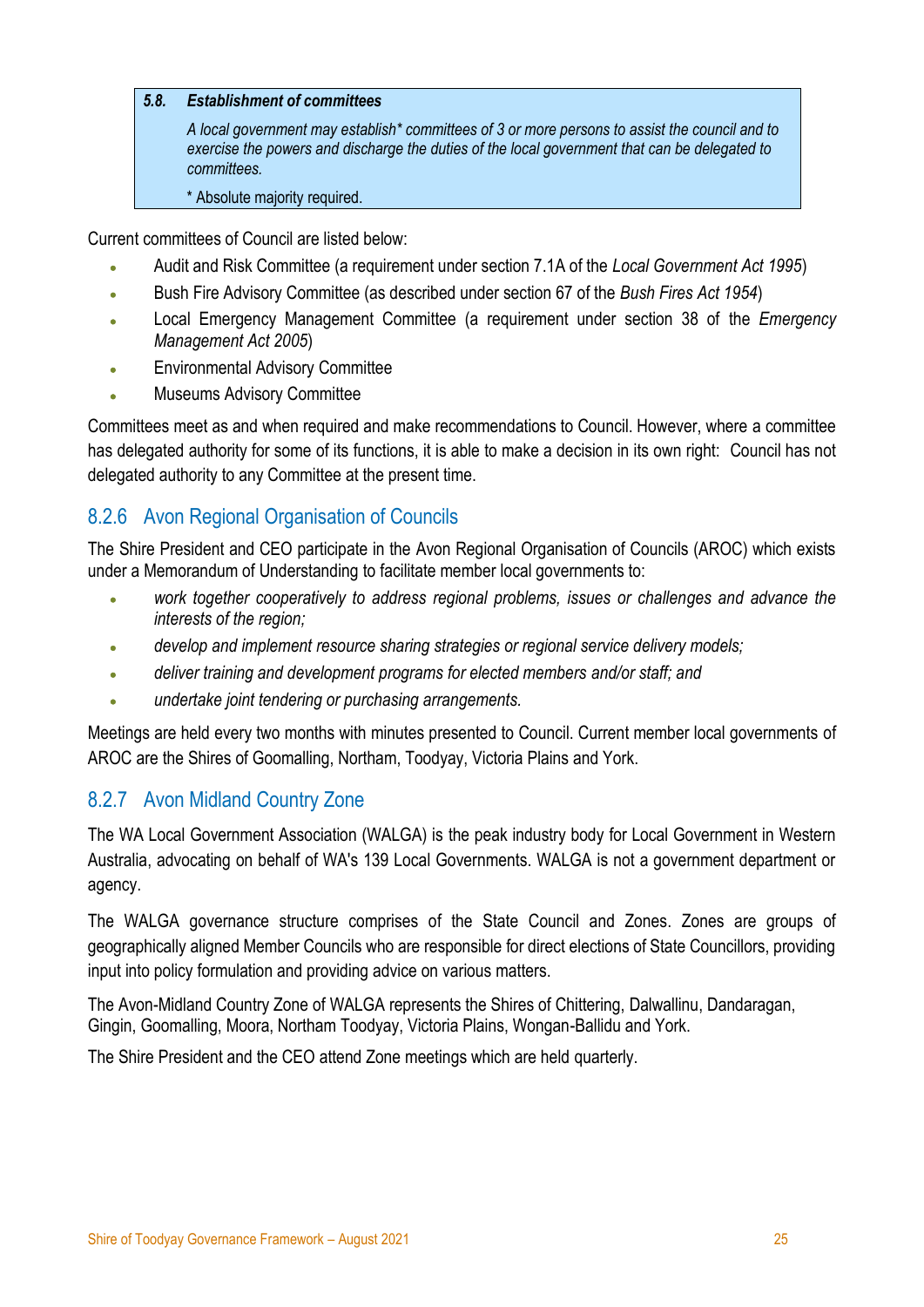> ***5.8. Establishment of committees***
>
> *A local government may establish\* committees of 3 or more persons to assist the council and to exercise the powers and discharge the duties of the local government that can be delegated to committees.*
>
> \* Absolute majority required.

Current committees of Council are listed below:

- Audit and Risk Committee (a requirement under section 7.1A of the *Local Government Act 1995*)
- Bush Fire Advisory Committee (as described under section 67 of the *Bush Fires Act 1954*)
- Local Emergency Management Committee (a requirement under section 38 of the *Emergency Management Act 2005*)
- Environmental Advisory Committee
- Museums Advisory Committee

Committees meet as and when required and make recommendations to Council. However, where a committee has delegated authority for some of its functions, it is able to make a decision in its own right: Council has not delegated authority to any Committee at the present time.

### 8.2.6 Avon Regional Organisation of Councils

The Shire President and CEO participate in the Avon Regional Organisation of Councils (AROC) which exists under a Memorandum of Understanding to facilitate member local governments to:

- *work together cooperatively to address regional problems, issues or challenges and advance the interests of the region;*
- *develop and implement resource sharing strategies or regional service delivery models;*
- *deliver training and development programs for elected members and/or staff; and*
- *undertake joint tendering or purchasing arrangements.*

Meetings are held every two months with minutes presented to Council. Current member local governments of AROC are the Shires of Goomalling, Northam, Toodyay, Victoria Plains and York.

### 8.2.7 Avon Midland Country Zone

The WA Local Government Association (WALGA) is the peak industry body for Local Government in Western Australia, advocating on behalf of WA's 139 Local Governments. WALGA is not a government department or agency.

The WALGA governance structure comprises of the State Council and Zones. Zones are groups of geographically aligned Member Councils who are responsible for direct elections of State Councillors, providing input into policy formulation and providing advice on various matters.

The Avon-Midland Country Zone of WALGA represents the Shires of Chittering, Dalwallinu, Dandaragan, Gingin, Goomalling, Moora, Northam Toodyay, Victoria Plains, Wongan-Ballidu and York.

The Shire President and the CEO attend Zone meetings which are held quarterly.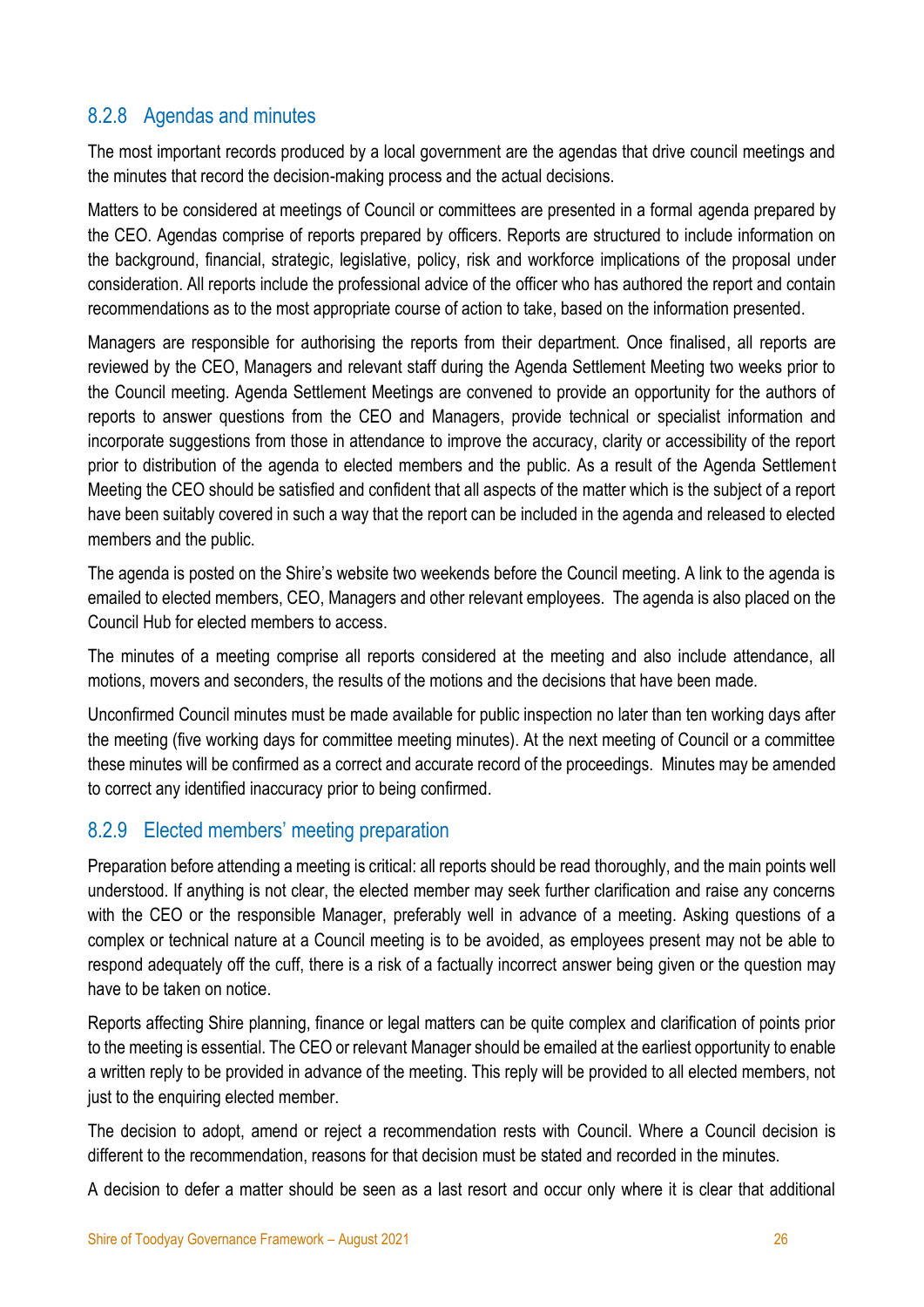### 8.2.8 Agendas and minutes

The most important records produced by a local government are the agendas that drive council meetings and the minutes that record the decision-making process and the actual decisions.

Matters to be considered at meetings of Council or committees are presented in a formal agenda prepared by the CEO. Agendas comprise of reports prepared by officers. Reports are structured to include information on the background, financial, strategic, legislative, policy, risk and workforce implications of the proposal under consideration. All reports include the professional advice of the officer who has authored the report and contain recommendations as to the most appropriate course of action to take, based on the information presented.

Managers are responsible for authorising the reports from their department. Once finalised, all reports are reviewed by the CEO, Managers and relevant staff during the Agenda Settlement Meeting two weeks prior to the Council meeting. Agenda Settlement Meetings are convened to provide an opportunity for the authors of reports to answer questions from the CEO and Managers, provide technical or specialist information and incorporate suggestions from those in attendance to improve the accuracy, clarity or accessibility of the report prior to distribution of the agenda to elected members and the public. As a result of the Agenda Settlement Meeting the CEO should be satisfied and confident that all aspects of the matter which is the subject of a report have been suitably covered in such a way that the report can be included in the agenda and released to elected members and the public.

The agenda is posted on the Shire's website two weekends before the Council meeting. A link to the agenda is emailed to elected members, CEO, Managers and other relevant employees. The agenda is also placed on the Council Hub for elected members to access.

The minutes of a meeting comprise all reports considered at the meeting and also include attendance, all motions, movers and seconders, the results of the motions and the decisions that have been made.

Unconfirmed Council minutes must be made available for public inspection no later than ten working days after the meeting (five working days for committee meeting minutes). At the next meeting of Council or a committee these minutes will be confirmed as a correct and accurate record of the proceedings. Minutes may be amended to correct any identified inaccuracy prior to being confirmed.

### 8.2.9 Elected members' meeting preparation

Preparation before attending a meeting is critical: all reports should be read thoroughly, and the main points well understood. If anything is not clear, the elected member may seek further clarification and raise any concerns with the CEO or the responsible Manager, preferably well in advance of a meeting. Asking questions of a complex or technical nature at a Council meeting is to be avoided, as employees present may not be able to respond adequately off the cuff, there is a risk of a factually incorrect answer being given or the question may have to be taken on notice.

Reports affecting Shire planning, finance or legal matters can be quite complex and clarification of points prior to the meeting is essential. The CEO or relevant Manager should be emailed at the earliest opportunity to enable a written reply to be provided in advance of the meeting. This reply will be provided to all elected members, not just to the enquiring elected member.

The decision to adopt, amend or reject a recommendation rests with Council. Where a Council decision is different to the recommendation, reasons for that decision must be stated and recorded in the minutes.

A decision to defer a matter should be seen as a last resort and occur only where it is clear that additional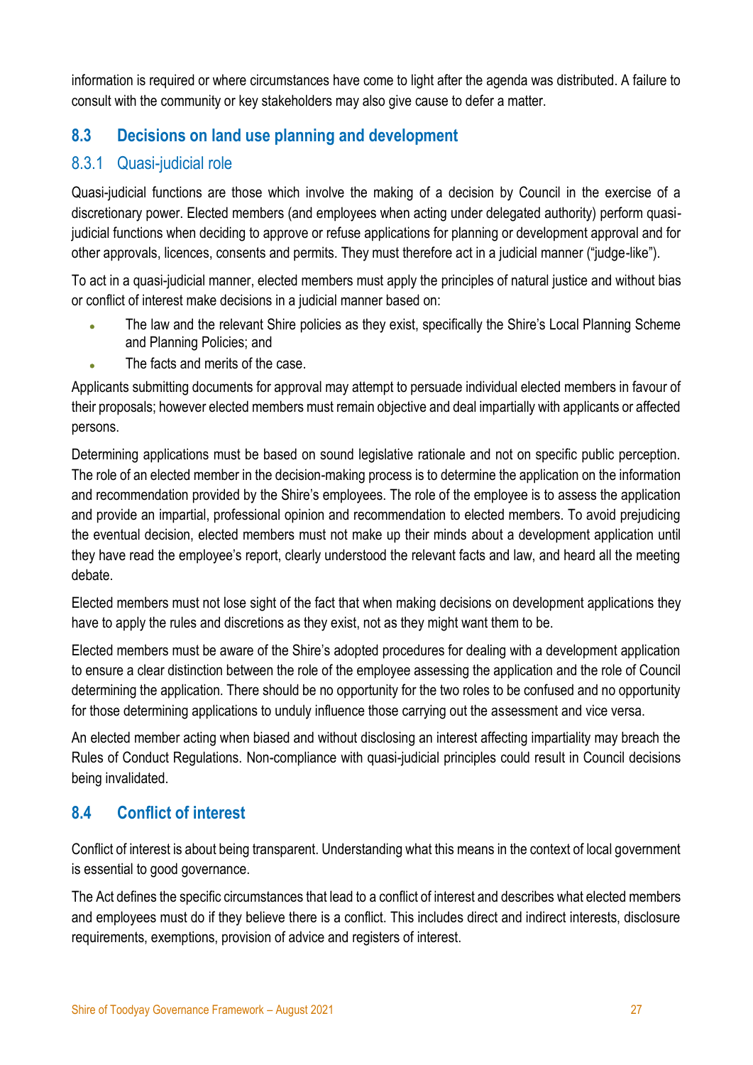information is required or where circumstances have come to light after the agenda was distributed. A failure to consult with the community or key stakeholders may also give cause to defer a matter.

## 8.3 Decisions on land use planning and development

### 8.3.1 Quasi-judicial role

Quasi-judicial functions are those which involve the making of a decision by Council in the exercise of a discretionary power. Elected members (and employees when acting under delegated authority) perform quasi-judicial functions when deciding to approve or refuse applications for planning or development approval and for other approvals, licences, consents and permits. They must therefore act in a judicial manner ("judge-like").

To act in a quasi-judicial manner, elected members must apply the principles of natural justice and without bias or conflict of interest make decisions in a judicial manner based on:

- The law and the relevant Shire policies as they exist, specifically the Shire's Local Planning Scheme and Planning Policies; and
- The facts and merits of the case.

Applicants submitting documents for approval may attempt to persuade individual elected members in favour of their proposals; however elected members must remain objective and deal impartially with applicants or affected persons.

Determining applications must be based on sound legislative rationale and not on specific public perception. The role of an elected member in the decision-making process is to determine the application on the information and recommendation provided by the Shire's employees. The role of the employee is to assess the application and provide an impartial, professional opinion and recommendation to elected members. To avoid prejudicing the eventual decision, elected members must not make up their minds about a development application until they have read the employee's report, clearly understood the relevant facts and law, and heard all the meeting debate.

Elected members must not lose sight of the fact that when making decisions on development applications they have to apply the rules and discretions as they exist, not as they might want them to be.

Elected members must be aware of the Shire's adopted procedures for dealing with a development application to ensure a clear distinction between the role of the employee assessing the application and the role of Council determining the application. There should be no opportunity for the two roles to be confused and no opportunity for those determining applications to unduly influence those carrying out the assessment and vice versa.

An elected member acting when biased and without disclosing an interest affecting impartiality may breach the Rules of Conduct Regulations. Non-compliance with quasi-judicial principles could result in Council decisions being invalidated.

## 8.4 Conflict of interest

Conflict of interest is about being transparent. Understanding what this means in the context of local government is essential to good governance.

The Act defines the specific circumstances that lead to a conflict of interest and describes what elected members and employees must do if they believe there is a conflict. This includes direct and indirect interests, disclosure requirements, exemptions, provision of advice and registers of interest.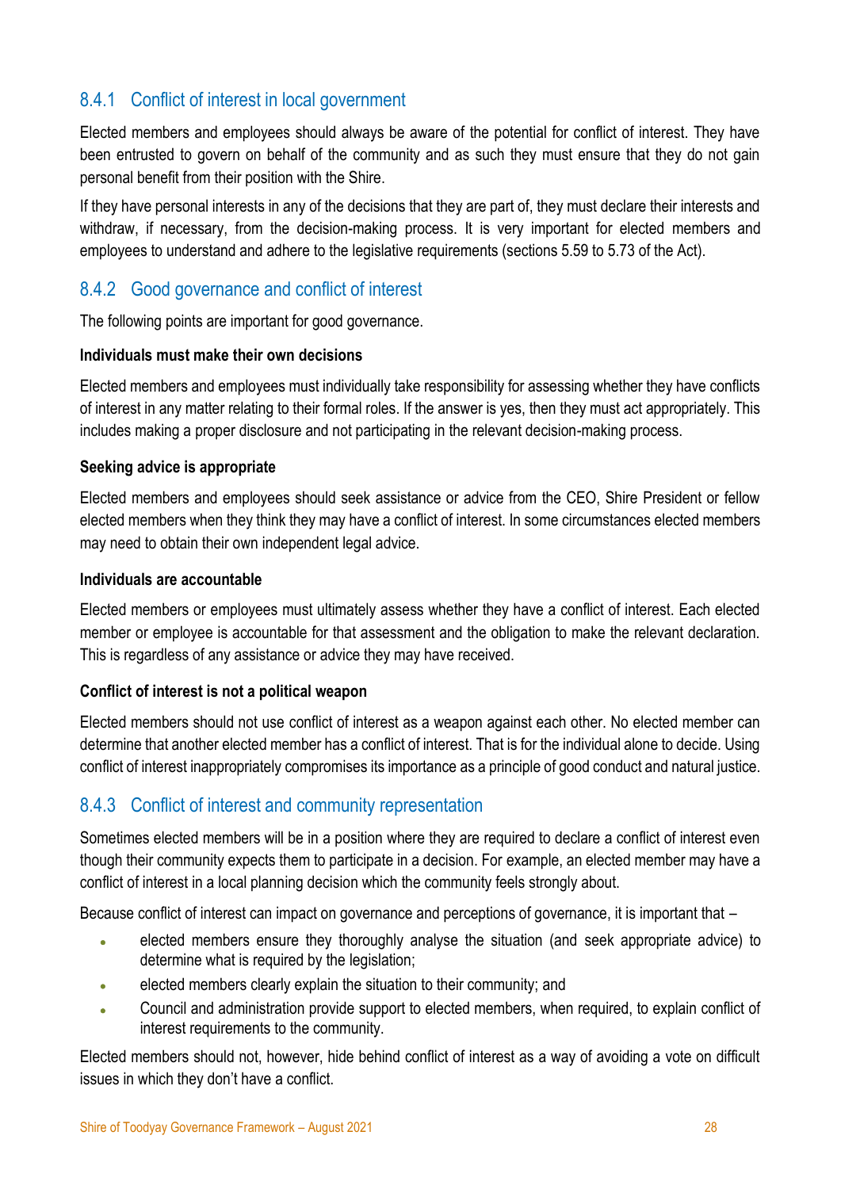### 8.4.1 Conflict of interest in local government

Elected members and employees should always be aware of the potential for conflict of interest. They have been entrusted to govern on behalf of the community and as such they must ensure that they do not gain personal benefit from their position with the Shire.

If they have personal interests in any of the decisions that they are part of, they must declare their interests and withdraw, if necessary, from the decision-making process. It is very important for elected members and employees to understand and adhere to the legislative requirements (sections 5.59 to 5.73 of the Act).

### 8.4.2 Good governance and conflict of interest

The following points are important for good governance.

**Individuals must make their own decisions**

Elected members and employees must individually take responsibility for assessing whether they have conflicts of interest in any matter relating to their formal roles. If the answer is yes, then they must act appropriately. This includes making a proper disclosure and not participating in the relevant decision-making process.

**Seeking advice is appropriate**

Elected members and employees should seek assistance or advice from the CEO, Shire President or fellow elected members when they think they may have a conflict of interest. In some circumstances elected members may need to obtain their own independent legal advice.

**Individuals are accountable**

Elected members or employees must ultimately assess whether they have a conflict of interest. Each elected member or employee is accountable for that assessment and the obligation to make the relevant declaration. This is regardless of any assistance or advice they may have received.

**Conflict of interest is not a political weapon**

Elected members should not use conflict of interest as a weapon against each other. No elected member can determine that another elected member has a conflict of interest. That is for the individual alone to decide. Using conflict of interest inappropriately compromises its importance as a principle of good conduct and natural justice.

### 8.4.3 Conflict of interest and community representation

Sometimes elected members will be in a position where they are required to declare a conflict of interest even though their community expects them to participate in a decision. For example, an elected member may have a conflict of interest in a local planning decision which the community feels strongly about.

Because conflict of interest can impact on governance and perceptions of governance, it is important that –

- elected members ensure they thoroughly analyse the situation (and seek appropriate advice) to determine what is required by the legislation;
- elected members clearly explain the situation to their community; and
- Council and administration provide support to elected members, when required, to explain conflict of interest requirements to the community.

Elected members should not, however, hide behind conflict of interest as a way of avoiding a vote on difficult issues in which they don't have a conflict.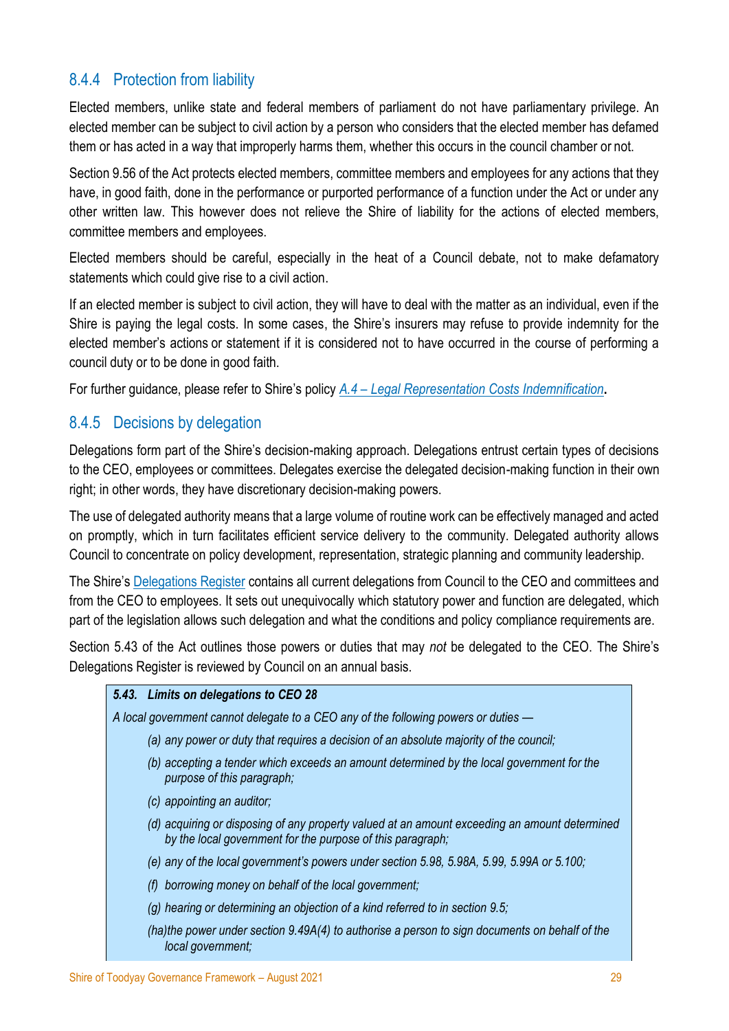### 8.4.4 Protection from liability

Elected members, unlike state and federal members of parliament do not have parliamentary privilege. An elected member can be subject to civil action by a person who considers that the elected member has defamed them or has acted in a way that improperly harms them, whether this occurs in the council chamber or not.

Section 9.56 of the Act protects elected members, committee members and employees for any actions that they have, in good faith, done in the performance or purported performance of a function under the Act or under any other written law. This however does not relieve the Shire of liability for the actions of elected members, committee members and employees.

Elected members should be careful, especially in the heat of a Council debate, not to make defamatory statements which could give rise to a civil action.

If an elected member is subject to civil action, they will have to deal with the matter as an individual, even if the Shire is paying the legal costs. In some cases, the Shire's insurers may refuse to provide indemnity for the elected member's actions or statement if it is considered not to have occurred in the course of performing a council duty or to be done in good faith.

For further guidance, please refer to Shire's policy *A.4 – Legal Representation Costs Indemnification*.

### 8.4.5 Decisions by delegation

Delegations form part of the Shire's decision-making approach. Delegations entrust certain types of decisions to the CEO, employees or committees. Delegates exercise the delegated decision-making function in their own right; in other words, they have discretionary decision-making powers.

The use of delegated authority means that a large volume of routine work can be effectively managed and acted on promptly, which in turn facilitates efficient service delivery to the community. Delegated authority allows Council to concentrate on policy development, representation, strategic planning and community leadership.

The Shire's Delegations Register contains all current delegations from Council to the CEO and committees and from the CEO to employees. It sets out unequivocally which statutory power and function are delegated, which part of the legislation allows such delegation and what the conditions and policy compliance requirements are.

Section 5.43 of the Act outlines those powers or duties that may *not* be delegated to the CEO. The Shire's Delegations Register is reviewed by Council on an annual basis.

> ***5.43. Limits on delegations to CEO 28***
>
> *A local government cannot delegate to a CEO any of the following powers or duties —*
>
> *(a) any power or duty that requires a decision of an absolute majority of the council;*
>
> *(b) accepting a tender which exceeds an amount determined by the local government for the purpose of this paragraph;*
>
> *(c) appointing an auditor;*
>
> *(d) acquiring or disposing of any property valued at an amount exceeding an amount determined by the local government for the purpose of this paragraph;*
>
> *(e) any of the local government's powers under section 5.98, 5.98A, 5.99, 5.99A or 5.100;*
>
> *(f) borrowing money on behalf of the local government;*
>
> *(g) hearing or determining an objection of a kind referred to in section 9.5;*
>
> *(ha) the power under section 9.49A(4) to authorise a person to sign documents on behalf of the local government;*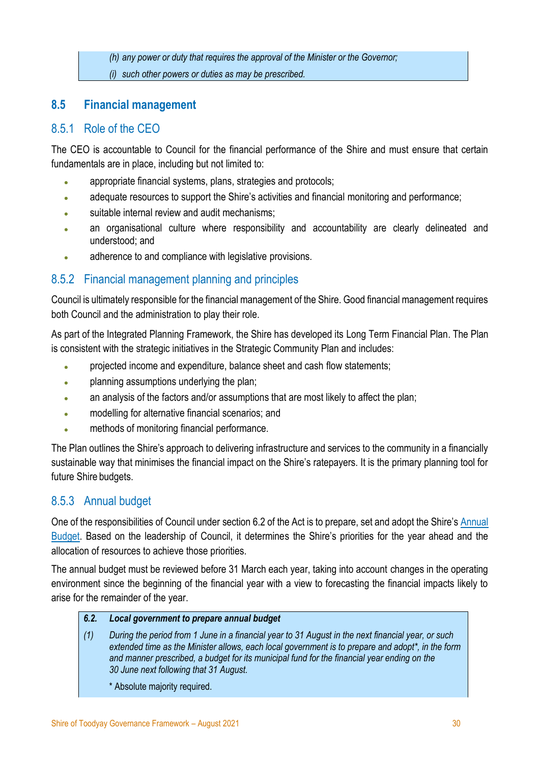*(h) any power or duty that requires the approval of the Minister or the Governor;*

*(i) such other powers or duties as may be prescribed.*

## 8.5 Financial management

### 8.5.1 Role of the CEO

The CEO is accountable to Council for the financial performance of the Shire and must ensure that certain fundamentals are in place, including but not limited to:

- appropriate financial systems, plans, strategies and protocols;
- adequate resources to support the Shire's activities and financial monitoring and performance;
- suitable internal review and audit mechanisms;
- an organisational culture where responsibility and accountability are clearly delineated and understood; and
- adherence to and compliance with legislative provisions.

### 8.5.2 Financial management planning and principles

Council is ultimately responsible for the financial management of the Shire. Good financial management requires both Council and the administration to play their role.

As part of the Integrated Planning Framework, the Shire has developed its Long Term Financial Plan. The Plan is consistent with the strategic initiatives in the Strategic Community Plan and includes:

- projected income and expenditure, balance sheet and cash flow statements;
- planning assumptions underlying the plan;
- an analysis of the factors and/or assumptions that are most likely to affect the plan;
- modelling for alternative financial scenarios; and
- methods of monitoring financial performance.

The Plan outlines the Shire's approach to delivering infrastructure and services to the community in a financially sustainable way that minimises the financial impact on the Shire's ratepayers. It is the primary planning tool for future Shire budgets.

### 8.5.3 Annual budget

One of the responsibilities of Council under section 6.2 of the Act is to prepare, set and adopt the Shire's Annual Budget. Based on the leadership of Council, it determines the Shire's priorities for the year ahead and the allocation of resources to achieve those priorities.

The annual budget must be reviewed before 31 March each year, taking into account changes in the operating environment since the beginning of the financial year with a view to forecasting the financial impacts likely to arise for the remainder of the year.

***6.2. Local government to prepare annual budget***

*(1) During the period from 1 June in a financial year to 31 August in the next financial year, or such extended time as the Minister allows, each local government is to prepare and adopt*, in the form and manner prescribed, a budget for its municipal fund for the financial year ending on the 30 June next following that 31 August.*

\* Absolute majority required.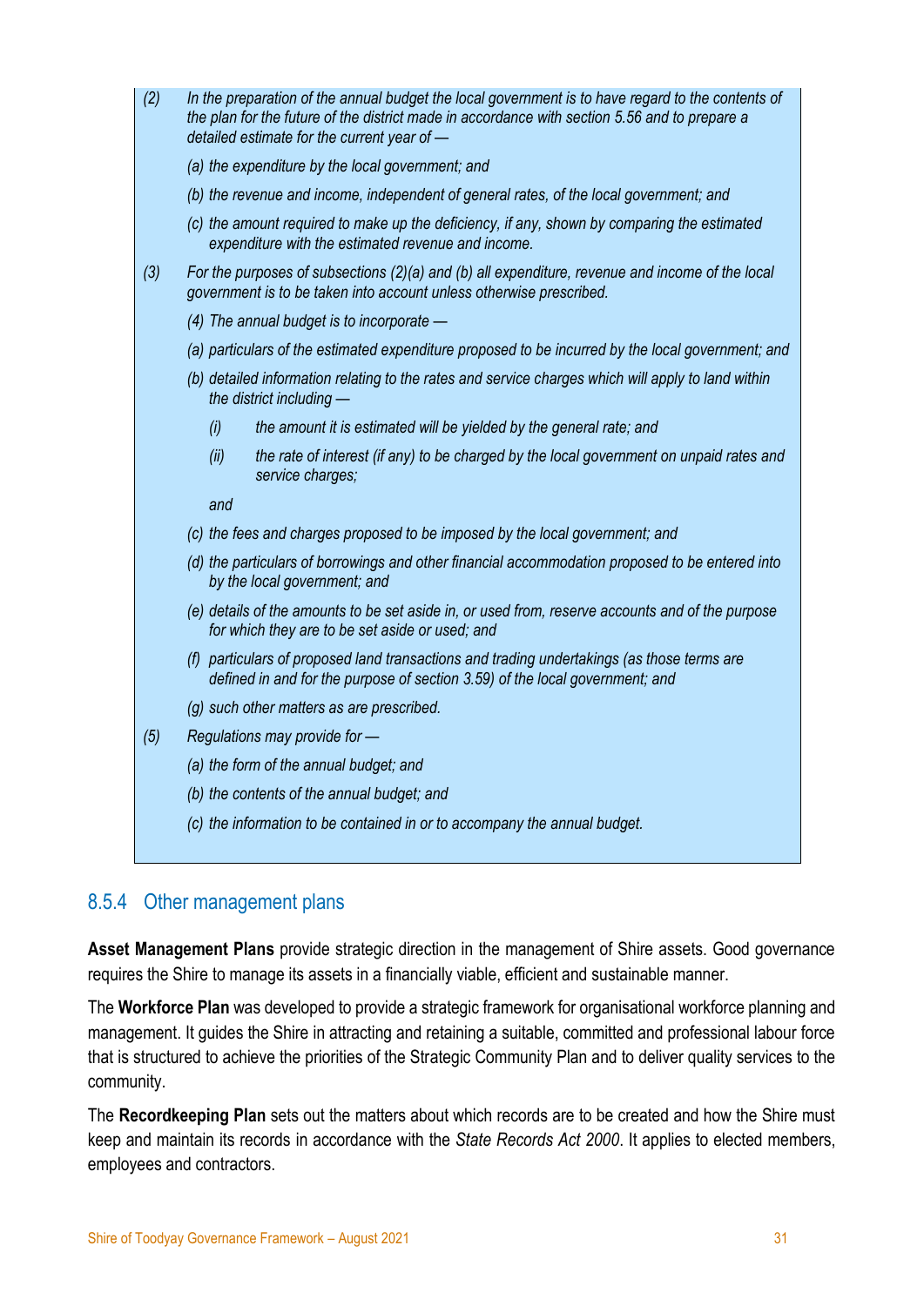*(2) In the preparation of the annual budget the local government is to have regard to the contents of the plan for the future of the district made in accordance with section 5.56 and to prepare a detailed estimate for the current year of —*

*(a) the expenditure by the local government; and*

*(b) the revenue and income, independent of general rates, of the local government; and*

*(c) the amount required to make up the deficiency, if any, shown by comparing the estimated expenditure with the estimated revenue and income.*

*(3) For the purposes of subsections (2)(a) and (b) all expenditure, revenue and income of the local government is to be taken into account unless otherwise prescribed.*

*(4) The annual budget is to incorporate —*

*(a) particulars of the estimated expenditure proposed to be incurred by the local government; and*

*(b) detailed information relating to the rates and service charges which will apply to land within the district including —*

*(i) the amount it is estimated will be yielded by the general rate; and*

*(ii) the rate of interest (if any) to be charged by the local government on unpaid rates and service charges;*

*and*

*(c) the fees and charges proposed to be imposed by the local government; and*

*(d) the particulars of borrowings and other financial accommodation proposed to be entered into by the local government; and*

*(e) details of the amounts to be set aside in, or used from, reserve accounts and of the purpose for which they are to be set aside or used; and*

*(f) particulars of proposed land transactions and trading undertakings (as those terms are defined in and for the purpose of section 3.59) of the local government; and*

*(g) such other matters as are prescribed.*

*(5) Regulations may provide for —*

*(a) the form of the annual budget; and*

*(b) the contents of the annual budget; and*

*(c) the information to be contained in or to accompany the annual budget.*

### 8.5.4 Other management plans

**Asset Management Plans** provide strategic direction in the management of Shire assets. Good governance requires the Shire to manage its assets in a financially viable, efficient and sustainable manner.

The **Workforce Plan** was developed to provide a strategic framework for organisational workforce planning and management. It guides the Shire in attracting and retaining a suitable, committed and professional labour force that is structured to achieve the priorities of the Strategic Community Plan and to deliver quality services to the community.

The **Recordkeeping Plan** sets out the matters about which records are to be created and how the Shire must keep and maintain its records in accordance with the *State Records Act 2000*. It applies to elected members, employees and contractors.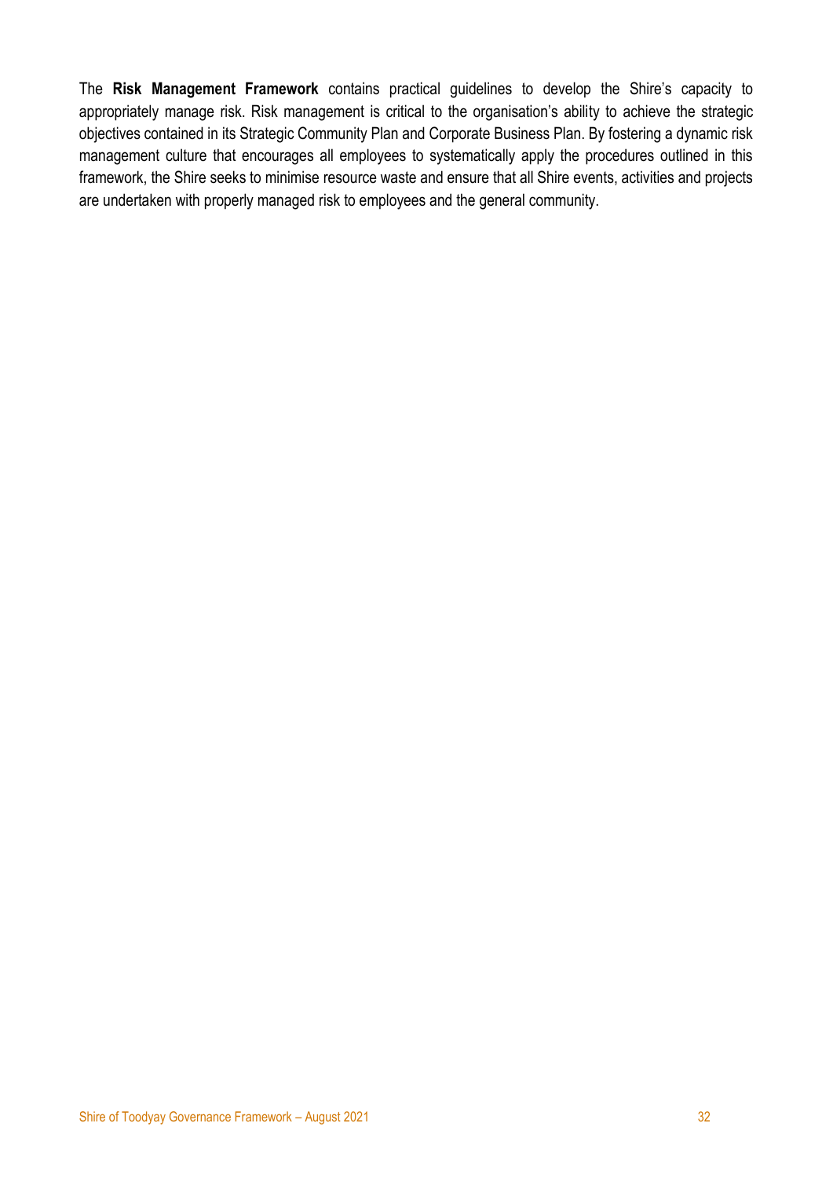The **Risk Management Framework** contains practical guidelines to develop the Shire's capacity to appropriately manage risk. Risk management is critical to the organisation's ability to achieve the strategic objectives contained in its Strategic Community Plan and Corporate Business Plan. By fostering a dynamic risk management culture that encourages all employees to systematically apply the procedures outlined in this framework, the Shire seeks to minimise resource waste and ensure that all Shire events, activities and projects are undertaken with properly managed risk to employees and the general community.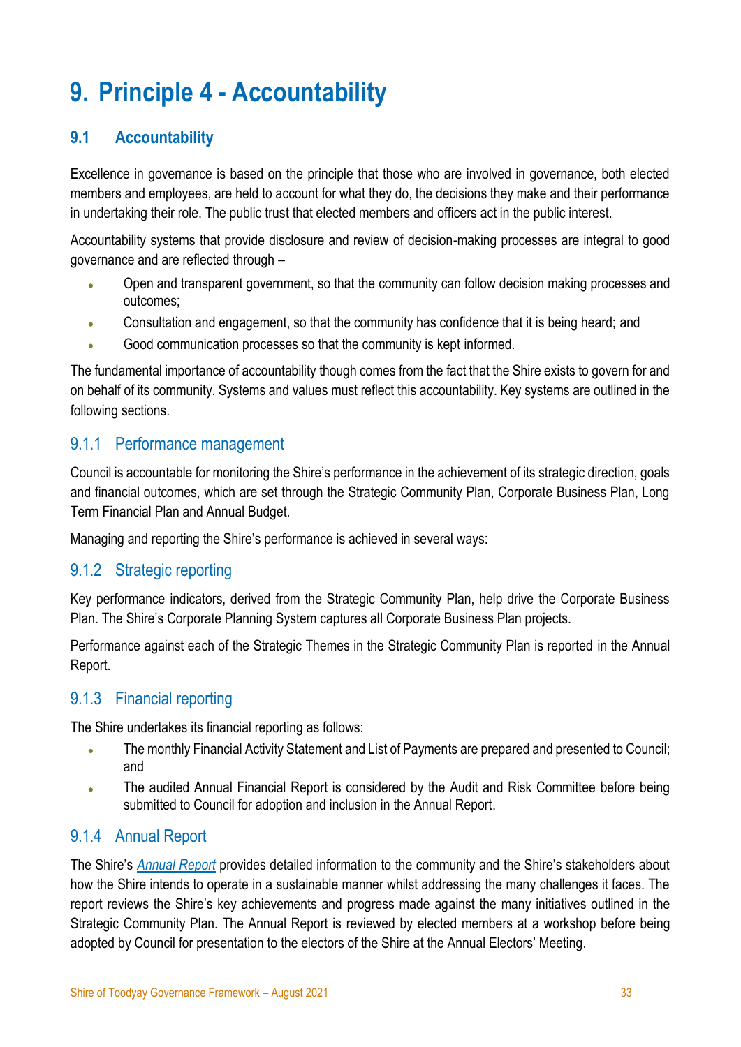# 9. Principle 4 - Accountability

## 9.1 Accountability

Excellence in governance is based on the principle that those who are involved in governance, both elected members and employees, are held to account for what they do, the decisions they make and their performance in undertaking their role. The public trust that elected members and officers act in the public interest.

Accountability systems that provide disclosure and review of decision-making processes are integral to good governance and are reflected through –

- Open and transparent government, so that the community can follow decision making processes and outcomes;
- Consultation and engagement, so that the community has confidence that it is being heard; and
- Good communication processes so that the community is kept informed.

The fundamental importance of accountability though comes from the fact that the Shire exists to govern for and on behalf of its community. Systems and values must reflect this accountability. Key systems are outlined in the following sections.

### 9.1.1 Performance management

Council is accountable for monitoring the Shire's performance in the achievement of its strategic direction, goals and financial outcomes, which are set through the Strategic Community Plan, Corporate Business Plan, Long Term Financial Plan and Annual Budget.

Managing and reporting the Shire's performance is achieved in several ways:

### 9.1.2 Strategic reporting

Key performance indicators, derived from the Strategic Community Plan, help drive the Corporate Business Plan. The Shire's Corporate Planning System captures all Corporate Business Plan projects.

Performance against each of the Strategic Themes in the Strategic Community Plan is reported in the Annual Report.

### 9.1.3 Financial reporting

The Shire undertakes its financial reporting as follows:

- The monthly Financial Activity Statement and List of Payments are prepared and presented to Council; and
- The audited Annual Financial Report is considered by the Audit and Risk Committee before being submitted to Council for adoption and inclusion in the Annual Report.

### 9.1.4 Annual Report

The Shire's *Annual Report* provides detailed information to the community and the Shire's stakeholders about how the Shire intends to operate in a sustainable manner whilst addressing the many challenges it faces. The report reviews the Shire's key achievements and progress made against the many initiatives outlined in the Strategic Community Plan. The Annual Report is reviewed by elected members at a workshop before being adopted by Council for presentation to the electors of the Shire at the Annual Electors' Meeting.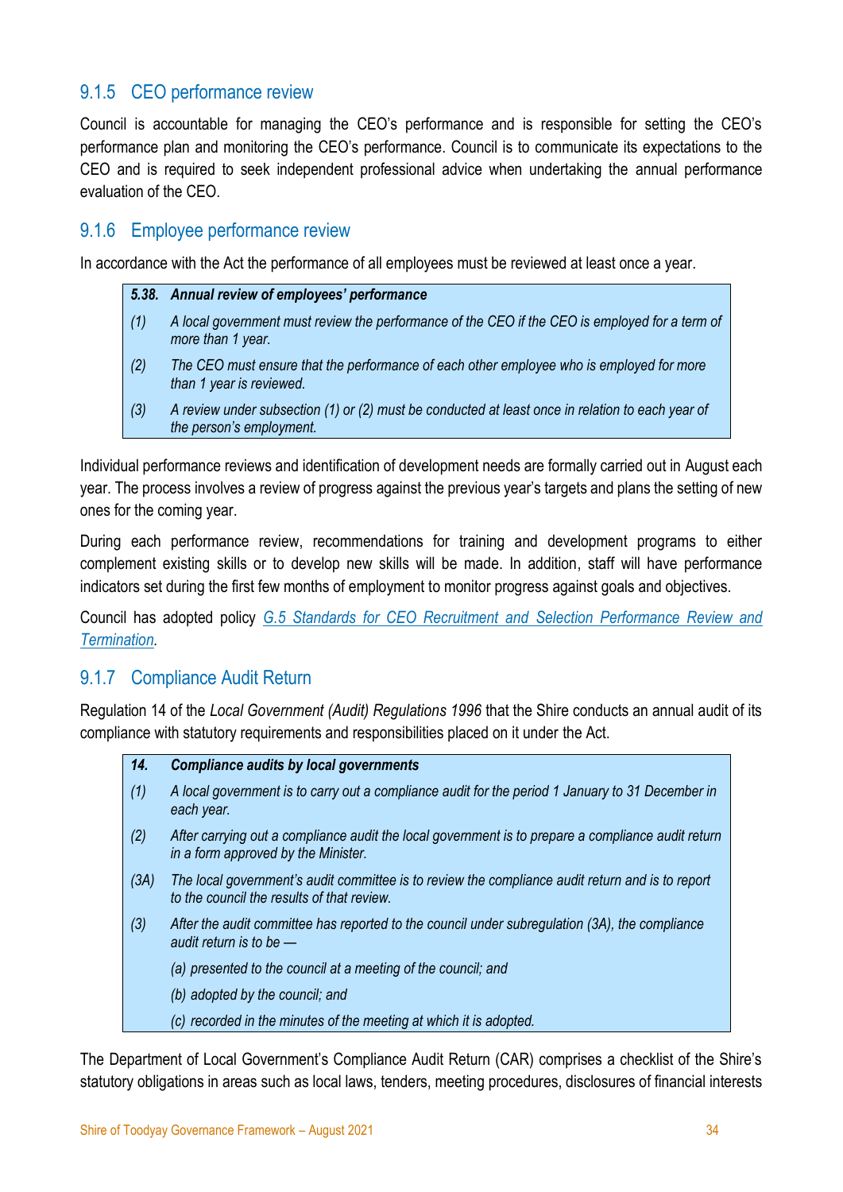### 9.1.5 CEO performance review

Council is accountable for managing the CEO's performance and is responsible for setting the CEO's performance plan and monitoring the CEO's performance. Council is to communicate its expectations to the CEO and is required to seek independent professional advice when undertaking the annual performance evaluation of the CEO.

### 9.1.6 Employee performance review

In accordance with the Act the performance of all employees must be reviewed at least once a year.

> ***5.38. Annual review of employees' performance***
>
> *(1) A local government must review the performance of the CEO if the CEO is employed for a term of more than 1 year.*
>
> *(2) The CEO must ensure that the performance of each other employee who is employed for more than 1 year is reviewed.*
>
> *(3) A review under subsection (1) or (2) must be conducted at least once in relation to each year of the person's employment.*

Individual performance reviews and identification of development needs are formally carried out in August each year. The process involves a review of progress against the previous year's targets and plans the setting of new ones for the coming year.

During each performance review, recommendations for training and development programs to either complement existing skills or to develop new skills will be made. In addition, staff will have performance indicators set during the first few months of employment to monitor progress against goals and objectives.

Council has adopted policy *G.5 Standards for CEO Recruitment and Selection Performance Review and Termination.*

### 9.1.7 Compliance Audit Return

Regulation 14 of the *Local Government (Audit) Regulations 1996* that the Shire conducts an annual audit of its compliance with statutory requirements and responsibilities placed on it under the Act.

> ***14. Compliance audits by local governments***
>
> *(1) A local government is to carry out a compliance audit for the period 1 January to 31 December in each year.*
>
> *(2) After carrying out a compliance audit the local government is to prepare a compliance audit return in a form approved by the Minister.*
>
> *(3A) The local government's audit committee is to review the compliance audit return and is to report to the council the results of that review.*
>
> *(3) After the audit committee has reported to the council under subregulation (3A), the compliance audit return is to be —*
>
> *(a) presented to the council at a meeting of the council; and*
>
> *(b) adopted by the council; and*
>
> *(c) recorded in the minutes of the meeting at which it is adopted.*

The Department of Local Government's Compliance Audit Return (CAR) comprises a checklist of the Shire's statutory obligations in areas such as local laws, tenders, meeting procedures, disclosures of financial interests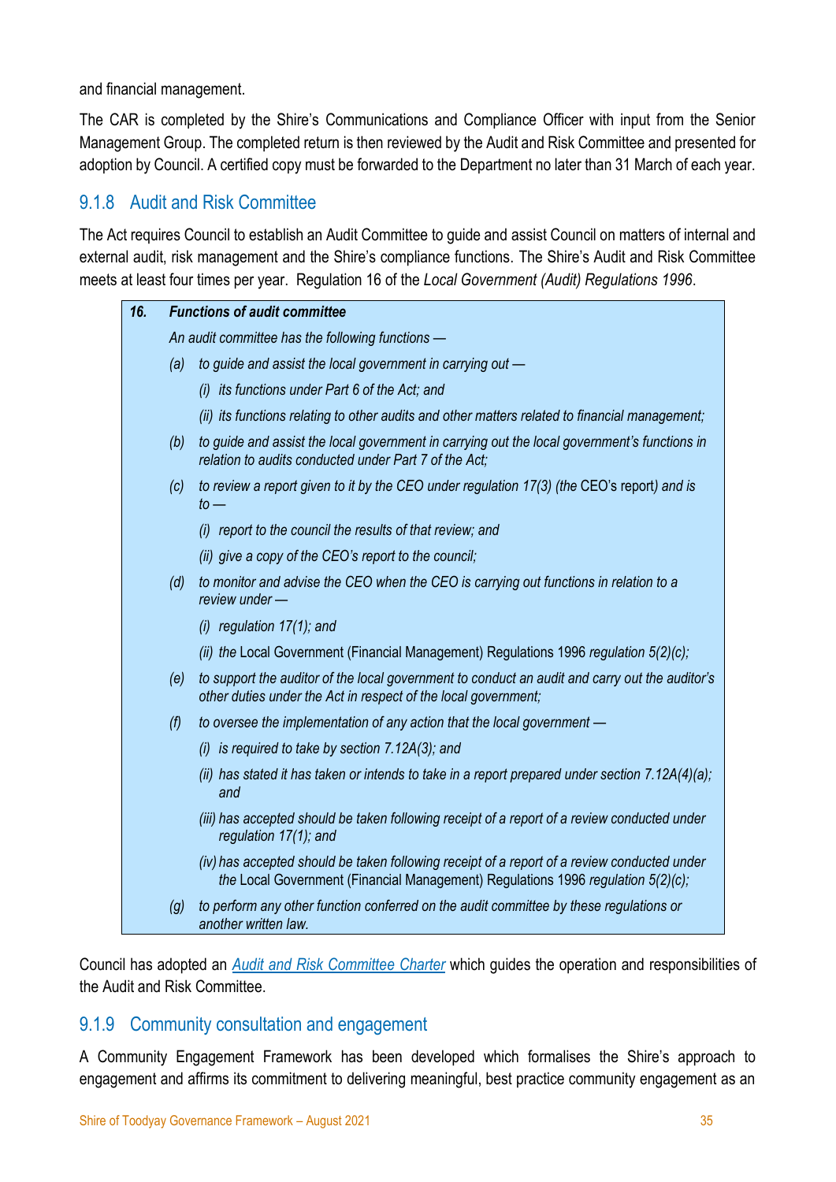and financial management.

The CAR is completed by the Shire's Communications and Compliance Officer with input from the Senior Management Group. The completed return is then reviewed by the Audit and Risk Committee and presented for adoption by Council. A certified copy must be forwarded to the Department no later than 31 March of each year.

### 9.1.8 Audit and Risk Committee

The Act requires Council to establish an Audit Committee to guide and assist Council on matters of internal and external audit, risk management and the Shire's compliance functions. The Shire's Audit and Risk Committee meets at least four times per year. Regulation 16 of the *Local Government (Audit) Regulations 1996*.

> ***16. Functions of audit committee***
>
> *An audit committee has the following functions —*
>
> *(a) to guide and assist the local government in carrying out —*
>
> *(i) its functions under Part 6 of the Act; and*
>
> *(ii) its functions relating to other audits and other matters related to financial management;*
>
> *(b) to guide and assist the local government in carrying out the local government's functions in relation to audits conducted under Part 7 of the Act;*
>
> *(c) to review a report given to it by the CEO under regulation 17(3) (the* CEO's report*) and is to —*
>
> *(i) report to the council the results of that review; and*
>
> *(ii) give a copy of the CEO's report to the council;*
>
> *(d) to monitor and advise the CEO when the CEO is carrying out functions in relation to a review under —*
>
> *(i) regulation 17(1); and*
>
> *(ii) the* Local Government (Financial Management) Regulations 1996 *regulation 5(2)(c);*
>
> *(e) to support the auditor of the local government to conduct an audit and carry out the auditor's other duties under the Act in respect of the local government;*
>
> *(f) to oversee the implementation of any action that the local government —*
>
> *(i) is required to take by section 7.12A(3); and*
>
> *(ii) has stated it has taken or intends to take in a report prepared under section 7.12A(4)(a); and*
>
> *(iii) has accepted should be taken following receipt of a report of a review conducted under regulation 17(1); and*
>
> *(iv) has accepted should be taken following receipt of a report of a review conducted under the* Local Government (Financial Management) Regulations 1996 *regulation 5(2)(c);*
>
> *(g) to perform any other function conferred on the audit committee by these regulations or another written law.*

Council has adopted an *Audit and Risk Committee Charter* which guides the operation and responsibilities of the Audit and Risk Committee.

### 9.1.9 Community consultation and engagement

A Community Engagement Framework has been developed which formalises the Shire's approach to engagement and affirms its commitment to delivering meaningful, best practice community engagement as an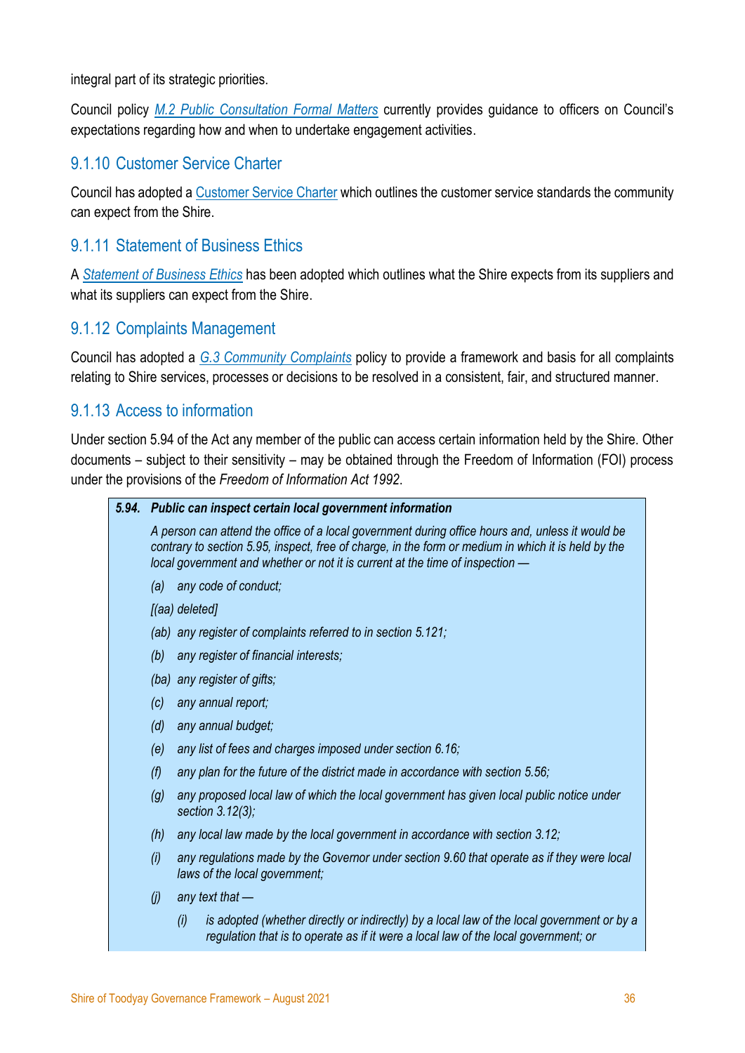integral part of its strategic priorities.

Council policy *M.2 Public Consultation Formal Matters* currently provides guidance to officers on Council's expectations regarding how and when to undertake engagement activities.

### 9.1.10 Customer Service Charter

Council has adopted a Customer Service Charter which outlines the customer service standards the community can expect from the Shire.

### 9.1.11 Statement of Business Ethics

A *Statement of Business Ethics* has been adopted which outlines what the Shire expects from its suppliers and what its suppliers can expect from the Shire.

### 9.1.12 Complaints Management

Council has adopted a *G.3 Community Complaints* policy to provide a framework and basis for all complaints relating to Shire services, processes or decisions to be resolved in a consistent, fair, and structured manner.

### 9.1.13 Access to information

Under section 5.94 of the Act any member of the public can access certain information held by the Shire. Other documents – subject to their sensitivity – may be obtained through the Freedom of Information (FOI) process under the provisions of the *Freedom of Information Act 1992*.

> ***5.94. Public can inspect certain local government information***
>
> *A person can attend the office of a local government during office hours and, unless it would be contrary to section 5.95, inspect, free of charge, in the form or medium in which it is held by the local government and whether or not it is current at the time of inspection —*
>
> *(a) any code of conduct;*
>
> *[(aa) deleted]*
>
> *(ab) any register of complaints referred to in section 5.121;*
>
> *(b) any register of financial interests;*
>
> *(ba) any register of gifts;*
>
> *(c) any annual report;*
>
> *(d) any annual budget;*
>
> *(e) any list of fees and charges imposed under section 6.16;*
>
> *(f) any plan for the future of the district made in accordance with section 5.56;*
>
> *(g) any proposed local law of which the local government has given local public notice under section 3.12(3);*
>
> *(h) any local law made by the local government in accordance with section 3.12;*
>
> *(i) any regulations made by the Governor under section 9.60 that operate as if they were local laws of the local government;*
>
> *(j) any text that —*
>
> *(i) is adopted (whether directly or indirectly) by a local law of the local government or by a regulation that is to operate as if it were a local law of the local government; or*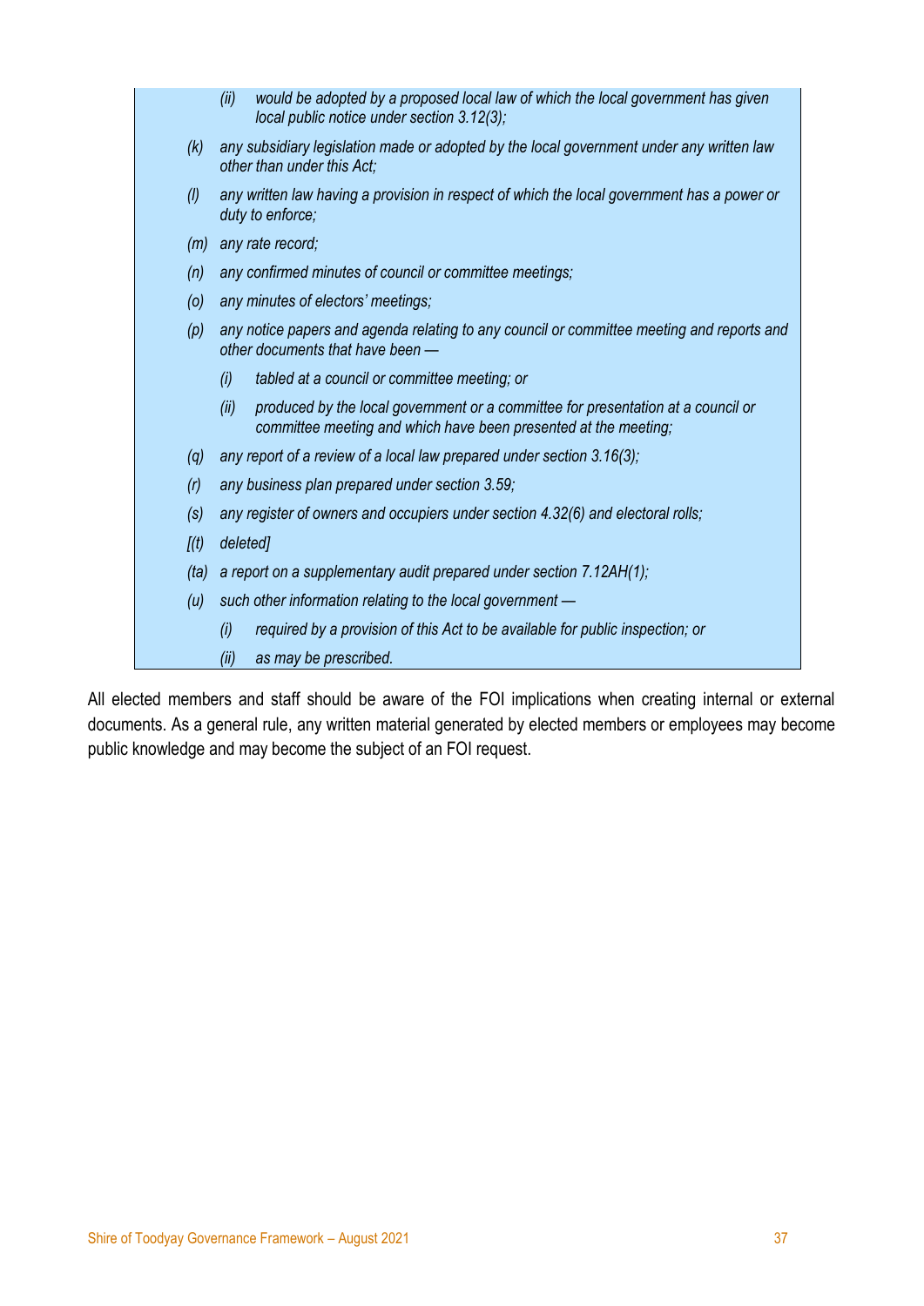*(ii) would be adopted by a proposed local law of which the local government has given local public notice under section 3.12(3);*

*(k) any subsidiary legislation made or adopted by the local government under any written law other than under this Act;*

*(l) any written law having a provision in respect of which the local government has a power or duty to enforce;*

*(m) any rate record;*

*(n) any confirmed minutes of council or committee meetings;*

*(o) any minutes of electors' meetings;*

*(p) any notice papers and agenda relating to any council or committee meeting and reports and other documents that have been —*

*(i) tabled at a council or committee meeting; or*

*(ii) produced by the local government or a committee for presentation at a council or committee meeting and which have been presented at the meeting;*

*(q) any report of a review of a local law prepared under section 3.16(3);*

*(r) any business plan prepared under section 3.59;*

*(s) any register of owners and occupiers under section 4.32(6) and electoral rolls;*

*[(t) deleted]*

*(ta) a report on a supplementary audit prepared under section 7.12AH(1);*

*(u) such other information relating to the local government —*

*(i) required by a provision of this Act to be available for public inspection; or*

*(ii) as may be prescribed.*

All elected members and staff should be aware of the FOI implications when creating internal or external documents. As a general rule, any written material generated by elected members or employees may become public knowledge and may become the subject of an FOI request.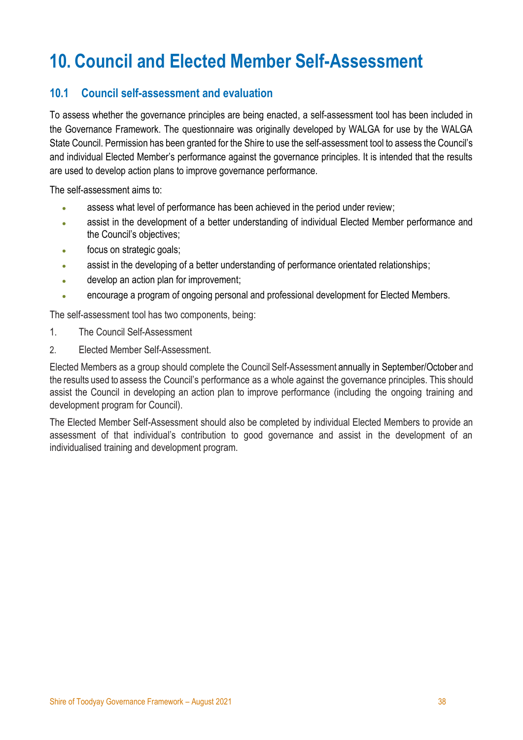# 10. Council and Elected Member Self-Assessment

## 10.1 Council self-assessment and evaluation

To assess whether the governance principles are being enacted, a self-assessment tool has been included in the Governance Framework. The questionnaire was originally developed by WALGA for use by the WALGA State Council. Permission has been granted for the Shire to use the self-assessment tool to assess the Council's and individual Elected Member's performance against the governance principles. It is intended that the results are used to develop action plans to improve governance performance.

The self-assessment aims to:

- assess what level of performance has been achieved in the period under review;
- assist in the development of a better understanding of individual Elected Member performance and the Council's objectives;
- focus on strategic goals;
- assist in the developing of a better understanding of performance orientated relationships;
- develop an action plan for improvement;
- encourage a program of ongoing personal and professional development for Elected Members.

The self-assessment tool has two components, being:

1. The Council Self-Assessment
2. Elected Member Self-Assessment.

Elected Members as a group should complete the Council Self-Assessment annually in September/October and the results used to assess the Council's performance as a whole against the governance principles. This should assist the Council in developing an action plan to improve performance (including the ongoing training and development program for Council).

The Elected Member Self-Assessment should also be completed by individual Elected Members to provide an assessment of that individual's contribution to good governance and assist in the development of an individualised training and development program.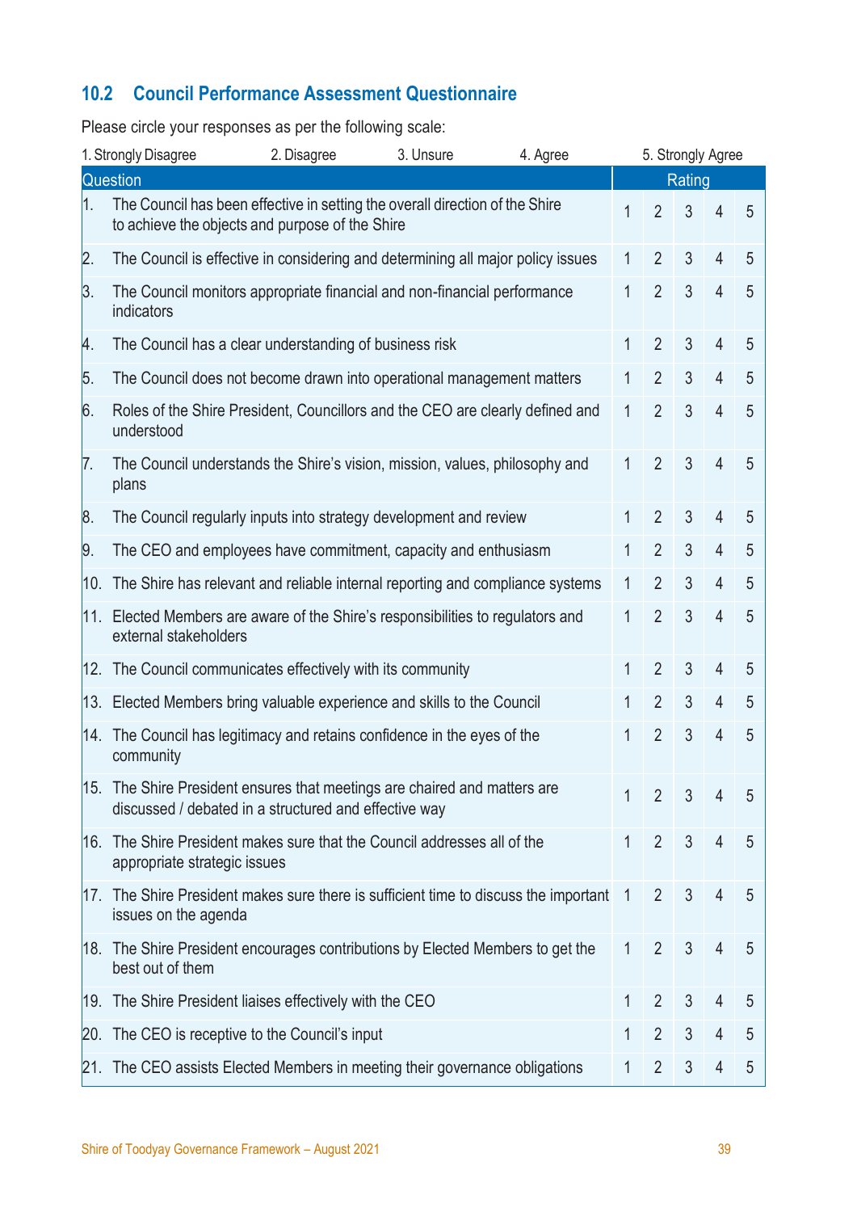## 10.2 Council Performance Assessment Questionnaire

Please circle your responses as per the following scale:

1. Strongly Disagree 2. Disagree 3. Unsure 4. Agree 5. Strongly Agree

| Question | Rating | | | | |
|---|---|---|---|---|---|
| 1. The Council has been effective in setting the overall direction of the Shire to achieve the objects and purpose of the Shire | 1 | 2 | 3 | 4 | 5 |
| 2. The Council is effective in considering and determining all major policy issues | 1 | 2 | 3 | 4 | 5 |
| 3. The Council monitors appropriate financial and non-financial performance indicators | 1 | 2 | 3 | 4 | 5 |
| 4. The Council has a clear understanding of business risk | 1 | 2 | 3 | 4 | 5 |
| 5. The Council does not become drawn into operational management matters | 1 | 2 | 3 | 4 | 5 |
| 6. Roles of the Shire President, Councillors and the CEO are clearly defined and understood | 1 | 2 | 3 | 4 | 5 |
| 7. The Council understands the Shire's vision, mission, values, philosophy and plans | 1 | 2 | 3 | 4 | 5 |
| 8. The Council regularly inputs into strategy development and review | 1 | 2 | 3 | 4 | 5 |
| 9. The CEO and employees have commitment, capacity and enthusiasm | 1 | 2 | 3 | 4 | 5 |
| 10. The Shire has relevant and reliable internal reporting and compliance systems | 1 | 2 | 3 | 4 | 5 |
| 11. Elected Members are aware of the Shire's responsibilities to regulators and external stakeholders | 1 | 2 | 3 | 4 | 5 |
| 12. The Council communicates effectively with its community | 1 | 2 | 3 | 4 | 5 |
| 13. Elected Members bring valuable experience and skills to the Council | 1 | 2 | 3 | 4 | 5 |
| 14. The Council has legitimacy and retains confidence in the eyes of the community | 1 | 2 | 3 | 4 | 5 |
| 15. The Shire President ensures that meetings are chaired and matters are discussed / debated in a structured and effective way | 1 | 2 | 3 | 4 | 5 |
| 16. The Shire President makes sure that the Council addresses all of the appropriate strategic issues | 1 | 2 | 3 | 4 | 5 |
| 17. The Shire President makes sure there is sufficient time to discuss the important issues on the agenda | 1 | 2 | 3 | 4 | 5 |
| 18. The Shire President encourages contributions by Elected Members to get the best out of them | 1 | 2 | 3 | 4 | 5 |
| 19. The Shire President liaises effectively with the CEO | 1 | 2 | 3 | 4 | 5 |
| 20. The CEO is receptive to the Council's input | 1 | 2 | 3 | 4 | 5 |
| 21. The CEO assists Elected Members in meeting their governance obligations | 1 | 2 | 3 | 4 | 5 |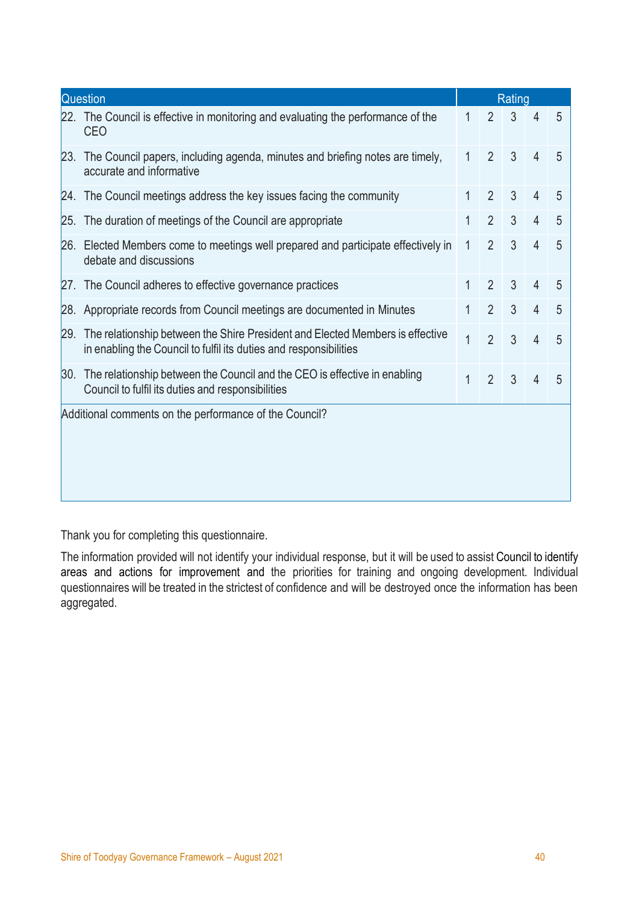| Question | Rating | | | | |
|---|---|---|---|---|---|
| 22. The Council is effective in monitoring and evaluating the performance of the CEO | 1 | 2 | 3 | 4 | 5 |
| 23. The Council papers, including agenda, minutes and briefing notes are timely, accurate and informative | 1 | 2 | 3 | 4 | 5 |
| 24. The Council meetings address the key issues facing the community | 1 | 2 | 3 | 4 | 5 |
| 25. The duration of meetings of the Council are appropriate | 1 | 2 | 3 | 4 | 5 |
| 26. Elected Members come to meetings well prepared and participate effectively in debate and discussions | 1 | 2 | 3 | 4 | 5 |
| 27. The Council adheres to effective governance practices | 1 | 2 | 3 | 4 | 5 |
| 28. Appropriate records from Council meetings are documented in Minutes | 1 | 2 | 3 | 4 | 5 |
| 29. The relationship between the Shire President and Elected Members is effective in enabling the Council to fulfil its duties and responsibilities | 1 | 2 | 3 | 4 | 5 |
| 30. The relationship between the Council and the CEO is effective in enabling Council to fulfil its duties and responsibilities | 1 | 2 | 3 | 4 | 5 |
| Additional comments on the performance of the Council? | | | | | |

Thank you for completing this questionnaire.

The information provided will not identify your individual response, but it will be used to assist Council to identify areas and actions for improvement and the priorities for training and ongoing development. Individual questionnaires will be treated in the strictest of confidence and will be destroyed once the information has been aggregated.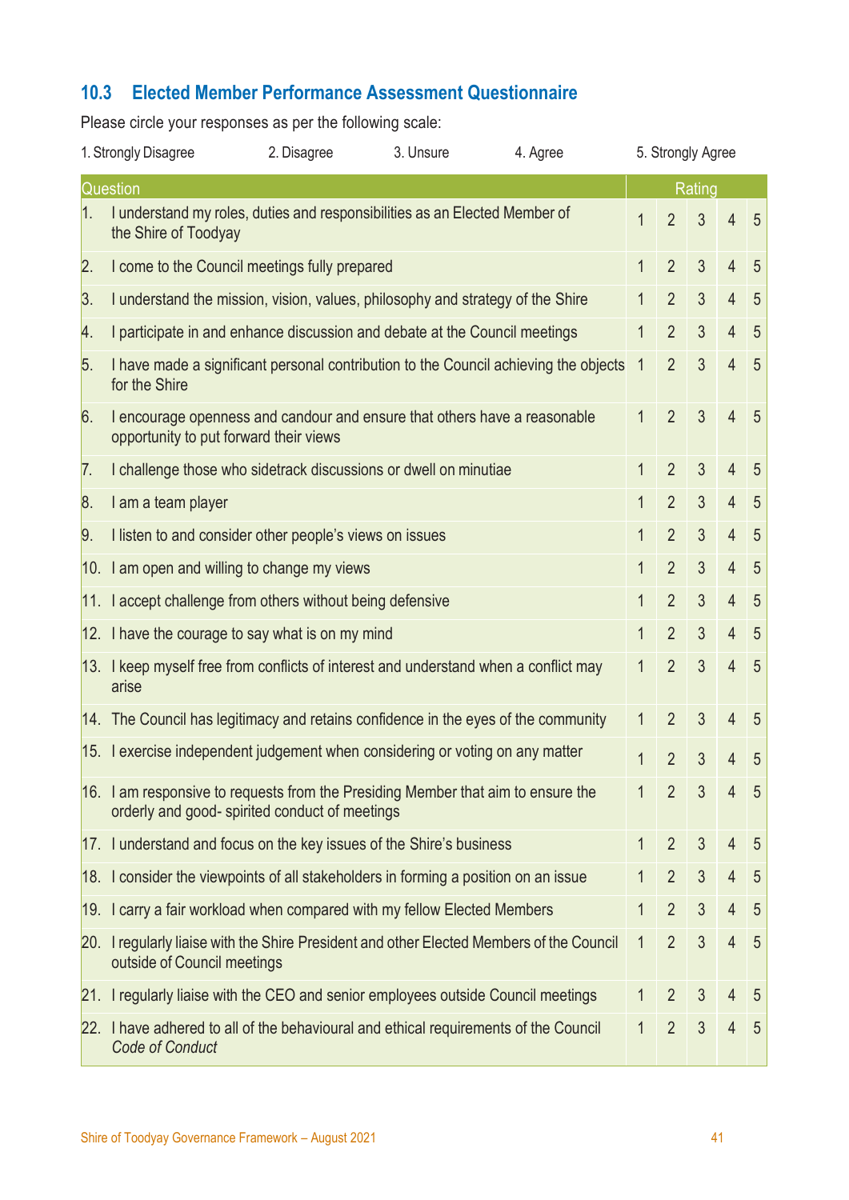## 10.3 Elected Member Performance Assessment Questionnaire

Please circle your responses as per the following scale:

1. Strongly Disagree  2. Disagree  3. Unsure  4. Agree  5. Strongly Agree

| | Question | Rating | | | | |
|---|---|---|---|---|---|---|
| 1. | I understand my roles, duties and responsibilities as an Elected Member of the Shire of Toodyay | 1 | 2 | 3 | 4 | 5 |
| 2. | I come to the Council meetings fully prepared | 1 | 2 | 3 | 4 | 5 |
| 3. | I understand the mission, vision, values, philosophy and strategy of the Shire | 1 | 2 | 3 | 4 | 5 |
| 4. | I participate in and enhance discussion and debate at the Council meetings | 1 | 2 | 3 | 4 | 5 |
| 5. | I have made a significant personal contribution to the Council achieving the objects for the Shire | 1 | 2 | 3 | 4 | 5 |
| 6. | I encourage openness and candour and ensure that others have a reasonable opportunity to put forward their views | 1 | 2 | 3 | 4 | 5 |
| 7. | I challenge those who sidetrack discussions or dwell on minutiae | 1 | 2 | 3 | 4 | 5 |
| 8. | I am a team player | 1 | 2 | 3 | 4 | 5 |
| 9. | I listen to and consider other people's views on issues | 1 | 2 | 3 | 4 | 5 |
| 10. | I am open and willing to change my views | 1 | 2 | 3 | 4 | 5 |
| 11. | I accept challenge from others without being defensive | 1 | 2 | 3 | 4 | 5 |
| 12. | I have the courage to say what is on my mind | 1 | 2 | 3 | 4 | 5 |
| 13. | I keep myself free from conflicts of interest and understand when a conflict may arise | 1 | 2 | 3 | 4 | 5 |
| 14. | The Council has legitimacy and retains confidence in the eyes of the community | 1 | 2 | 3 | 4 | 5 |
| 15. | I exercise independent judgement when considering or voting on any matter | 1 | 2 | 3 | 4 | 5 |
| 16. | I am responsive to requests from the Presiding Member that aim to ensure the orderly and good- spirited conduct of meetings | 1 | 2 | 3 | 4 | 5 |
| 17. | I understand and focus on the key issues of the Shire's business | 1 | 2 | 3 | 4 | 5 |
| 18. | I consider the viewpoints of all stakeholders in forming a position on an issue | 1 | 2 | 3 | 4 | 5 |
| 19. | I carry a fair workload when compared with my fellow Elected Members | 1 | 2 | 3 | 4 | 5 |
| 20. | I regularly liaise with the Shire President and other Elected Members of the Council outside of Council meetings | 1 | 2 | 3 | 4 | 5 |
| 21. | I regularly liaise with the CEO and senior employees outside Council meetings | 1 | 2 | 3 | 4 | 5 |
| 22. | I have adhered to all of the behavioural and ethical requirements of the Council *Code of Conduct* | 1 | 2 | 3 | 4 | 5 |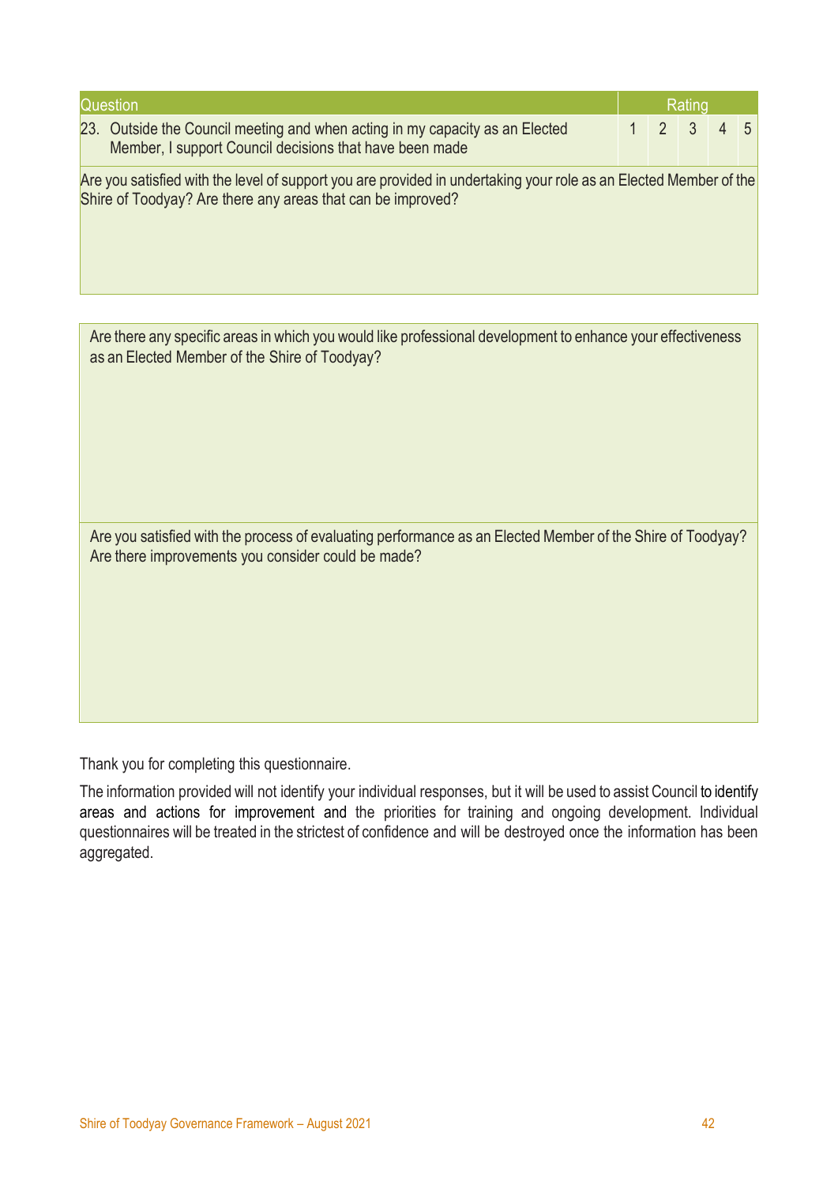| Question | Rating | | | | |
|---|---|---|---|---|---|
| 23. Outside the Council meeting and when acting in my capacity as an Elected Member, I support Council decisions that have been made | 1 | 2 | 3 | 4 | 5 |

Are you satisfied with the level of support you are provided in undertaking your role as an Elected Member of the Shire of Toodyay? Are there any areas that can be improved?

Are there any specific areas in which you would like professional development to enhance your effectiveness as an Elected Member of the Shire of Toodyay?

Are you satisfied with the process of evaluating performance as an Elected Member of the Shire of Toodyay? Are there improvements you consider could be made?

Thank you for completing this questionnaire.

The information provided will not identify your individual responses, but it will be used to assist Council to identify areas and actions for improvement and the priorities for training and ongoing development. Individual questionnaires will be treated in the strictest of confidence and will be destroyed once the information has been aggregated.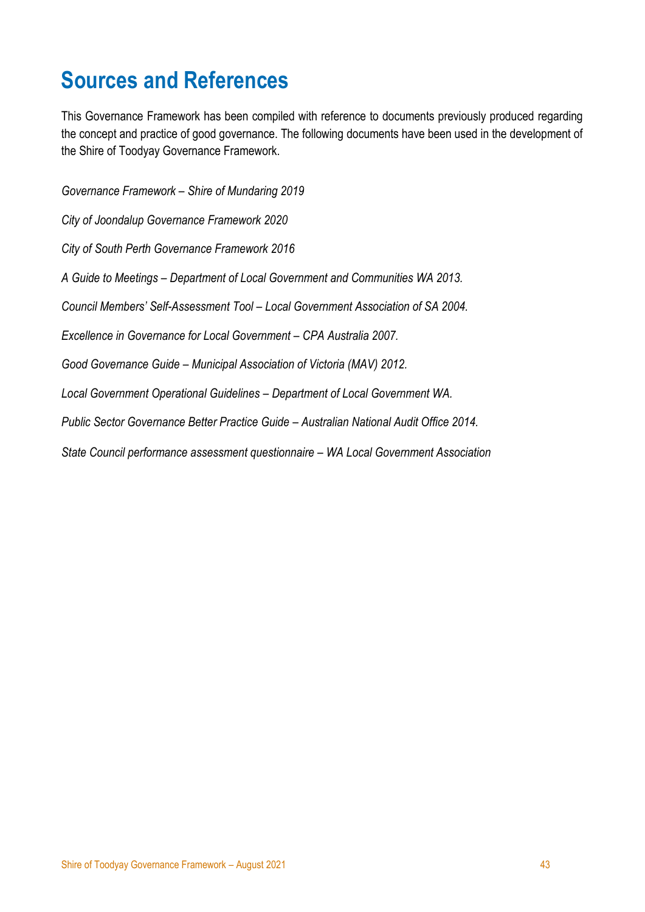# Sources and References

This Governance Framework has been compiled with reference to documents previously produced regarding the concept and practice of good governance. The following documents have been used in the development of the Shire of Toodyay Governance Framework.

*Governance Framework – Shire of Mundaring 2019*

*City of Joondalup Governance Framework 2020*

*City of South Perth Governance Framework 2016*

*A Guide to Meetings – Department of Local Government and Communities WA 2013.*

*Council Members' Self-Assessment Tool – Local Government Association of SA 2004.*

*Excellence in Governance for Local Government – CPA Australia 2007.*

*Good Governance Guide – Municipal Association of Victoria (MAV) 2012.*

*Local Government Operational Guidelines – Department of Local Government WA.*

*Public Sector Governance Better Practice Guide – Australian National Audit Office 2014.*

*State Council performance assessment questionnaire – WA Local Government Association*